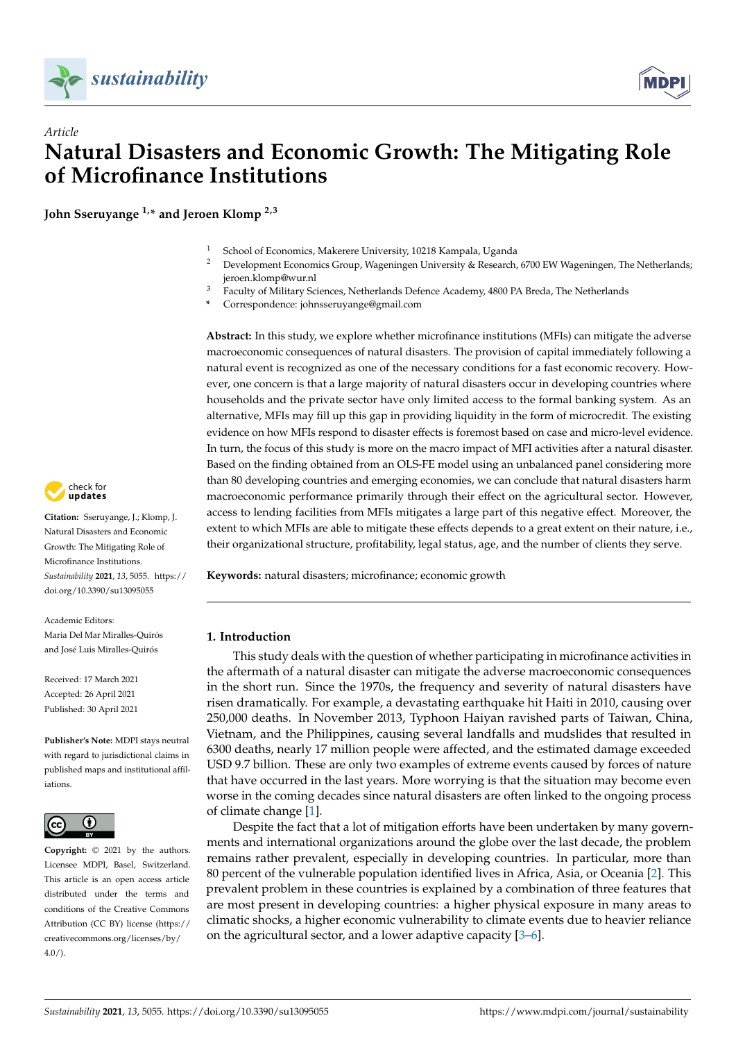*Article*

# Natural Disasters and Economic Growth: The Mitigating Role of Microfinance Institutions

**John Sseruyange [1,*] and Jeroen Klomp [2,3]**

[1] School of Economics, Makerere University, 10218 Kampala, Uganda
[2] Development Economics Group, Wageningen University & Research, 6700 EW Wageningen, The Netherlands; jeroen.klomp@wur.nl
[3] Faculty of Military Sciences, Netherlands Defence Academy, 4800 PA Breda, The Netherlands
[*] Correspondence: johnsseruyange@gmail.com

**Abstract:** In this study, we explore whether microfinance institutions (MFIs) can mitigate the adverse macroeconomic consequences of natural disasters. The provision of capital immediately following a natural event is recognized as one of the necessary conditions for a fast economic recovery. However, one concern is that a large majority of natural disasters occur in developing countries where households and the private sector have only limited access to the formal banking system. As an alternative, MFIs may fill up this gap in providing liquidity in the form of microcredit. The existing evidence on how MFIs respond to disaster effects is foremost based on case and micro-level evidence. In turn, the focus of this study is more on the macro impact of MFI activities after a natural disaster. Based on the finding obtained from an OLS-FE model using an unbalanced panel considering more than 80 developing countries and emerging economies, we can conclude that natural disasters harm macroeconomic performance primarily through their effect on the agricultural sector. However, access to lending facilities from MFIs mitigates a large part of this negative effect. Moreover, the extent to which MFIs are able to mitigate these effects depends to a great extent on their nature, i.e., their organizational structure, profitability, legal status, age, and the number of clients they serve.

**Keywords:** natural disasters; microfinance; economic growth

**Citation:** Sseruyange, J.; Klomp, J. Natural Disasters and Economic Growth: The Mitigating Role of Microfinance Institutions. *Sustainability* **2021**, *13*, 5055. https://doi.org/10.3390/su13095055

Academic Editors: Maria Del Mar Miralles-Quirós and José Luis Miralles-Quirós

Received: 17 March 2021
Accepted: 26 April 2021
Published: 30 April 2021

**Publisher's Note:** MDPI stays neutral with regard to jurisdictional claims in published maps and institutional affiliations.

**Copyright:** © 2021 by the authors. Licensee MDPI, Basel, Switzerland. This article is an open access article distributed under the terms and conditions of the Creative Commons Attribution (CC BY) license (https://creativecommons.org/licenses/by/4.0/).

## 1. Introduction

This study deals with the question of whether participating in microfinance activities in the aftermath of a natural disaster can mitigate the adverse macroeconomic consequences in the short run. Since the 1970s, the frequency and severity of natural disasters have risen dramatically. For example, a devastating earthquake hit Haiti in 2010, causing over 250,000 deaths. In November 2013, Typhoon Haiyan ravished parts of Taiwan, China, Vietnam, and the Philippines, causing several landfalls and mudslides that resulted in 6300 deaths, nearly 17 million people were affected, and the estimated damage exceeded USD 9.7 billion. These are only two examples of extreme events caused by forces of nature that have occurred in the last years. More worrying is that the situation may become even worse in the coming decades since natural disasters are often linked to the ongoing process of climate change [1].

Despite the fact that a lot of mitigation efforts have been undertaken by many governments and international organizations around the globe over the last decade, the problem remains rather prevalent, especially in developing countries. In particular, more than 80 percent of the vulnerable population identified lives in Africa, Asia, or Oceania [2]. This prevalent problem in these countries is explained by a combination of three features that are most present in developing countries: a higher physical exposure in many areas to climatic shocks, a higher economic vulnerability to climate events due to heavier reliance on the agricultural sector, and a lower adaptive capacity [3–6].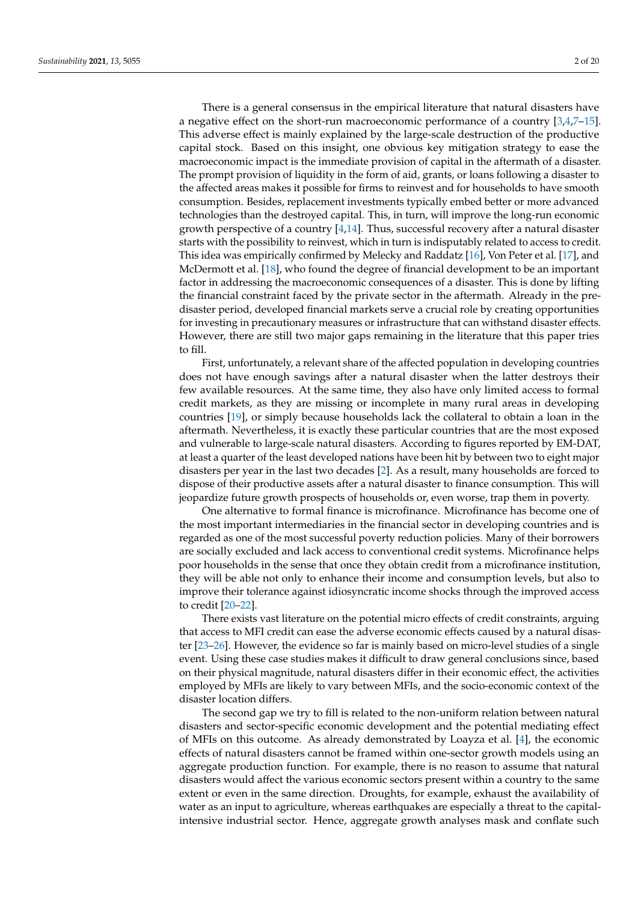There is a general consensus in the empirical literature that natural disasters have a negative effect on the short-run macroeconomic performance of a country [3,4,7–15]. This adverse effect is mainly explained by the large-scale destruction of the productive capital stock. Based on this insight, one obvious key mitigation strategy to ease the macroeconomic impact is the immediate provision of capital in the aftermath of a disaster. The prompt provision of liquidity in the form of aid, grants, or loans following a disaster to the affected areas makes it possible for firms to reinvest and for households to have smooth consumption. Besides, replacement investments typically embed better or more advanced technologies than the destroyed capital. This, in turn, will improve the long-run economic growth perspective of a country [4,14]. Thus, successful recovery after a natural disaster starts with the possibility to reinvest, which in turn is indisputably related to access to credit. This idea was empirically confirmed by Melecky and Raddatz [16], Von Peter et al. [17], and McDermott et al. [18], who found the degree of financial development to be an important factor in addressing the macroeconomic consequences of a disaster. This is done by lifting the financial constraint faced by the private sector in the aftermath. Already in the pre-disaster period, developed financial markets serve a crucial role by creating opportunities for investing in precautionary measures or infrastructure that can withstand disaster effects. However, there are still two major gaps remaining in the literature that this paper tries to fill.

First, unfortunately, a relevant share of the affected population in developing countries does not have enough savings after a natural disaster when the latter destroys their few available resources. At the same time, they also have only limited access to formal credit markets, as they are missing or incomplete in many rural areas in developing countries [19], or simply because households lack the collateral to obtain a loan in the aftermath. Nevertheless, it is exactly these particular countries that are the most exposed and vulnerable to large-scale natural disasters. According to figures reported by EM-DAT, at least a quarter of the least developed nations have been hit by between two to eight major disasters per year in the last two decades [2]. As a result, many households are forced to dispose of their productive assets after a natural disaster to finance consumption. This will jeopardize future growth prospects of households or, even worse, trap them in poverty.

One alternative to formal finance is microfinance. Microfinance has become one of the most important intermediaries in the financial sector in developing countries and is regarded as one of the most successful poverty reduction policies. Many of their borrowers are socially excluded and lack access to conventional credit systems. Microfinance helps poor households in the sense that once they obtain credit from a microfinance institution, they will be able not only to enhance their income and consumption levels, but also to improve their tolerance against idiosyncratic income shocks through the improved access to credit [20–22].

There exists vast literature on the potential micro effects of credit constraints, arguing that access to MFI credit can ease the adverse economic effects caused by a natural disaster [23–26]. However, the evidence so far is mainly based on micro-level studies of a single event. Using these case studies makes it difficult to draw general conclusions since, based on their physical magnitude, natural disasters differ in their economic effect, the activities employed by MFIs are likely to vary between MFIs, and the socio-economic context of the disaster location differs.

The second gap we try to fill is related to the non-uniform relation between natural disasters and sector-specific economic development and the potential mediating effect of MFIs on this outcome. As already demonstrated by Loayza et al. [4], the economic effects of natural disasters cannot be framed within one-sector growth models using an aggregate production function. For example, there is no reason to assume that natural disasters would affect the various economic sectors present within a country to the same extent or even in the same direction. Droughts, for example, exhaust the availability of water as an input to agriculture, whereas earthquakes are especially a threat to the capital-intensive industrial sector. Hence, aggregate growth analyses mask and conflate such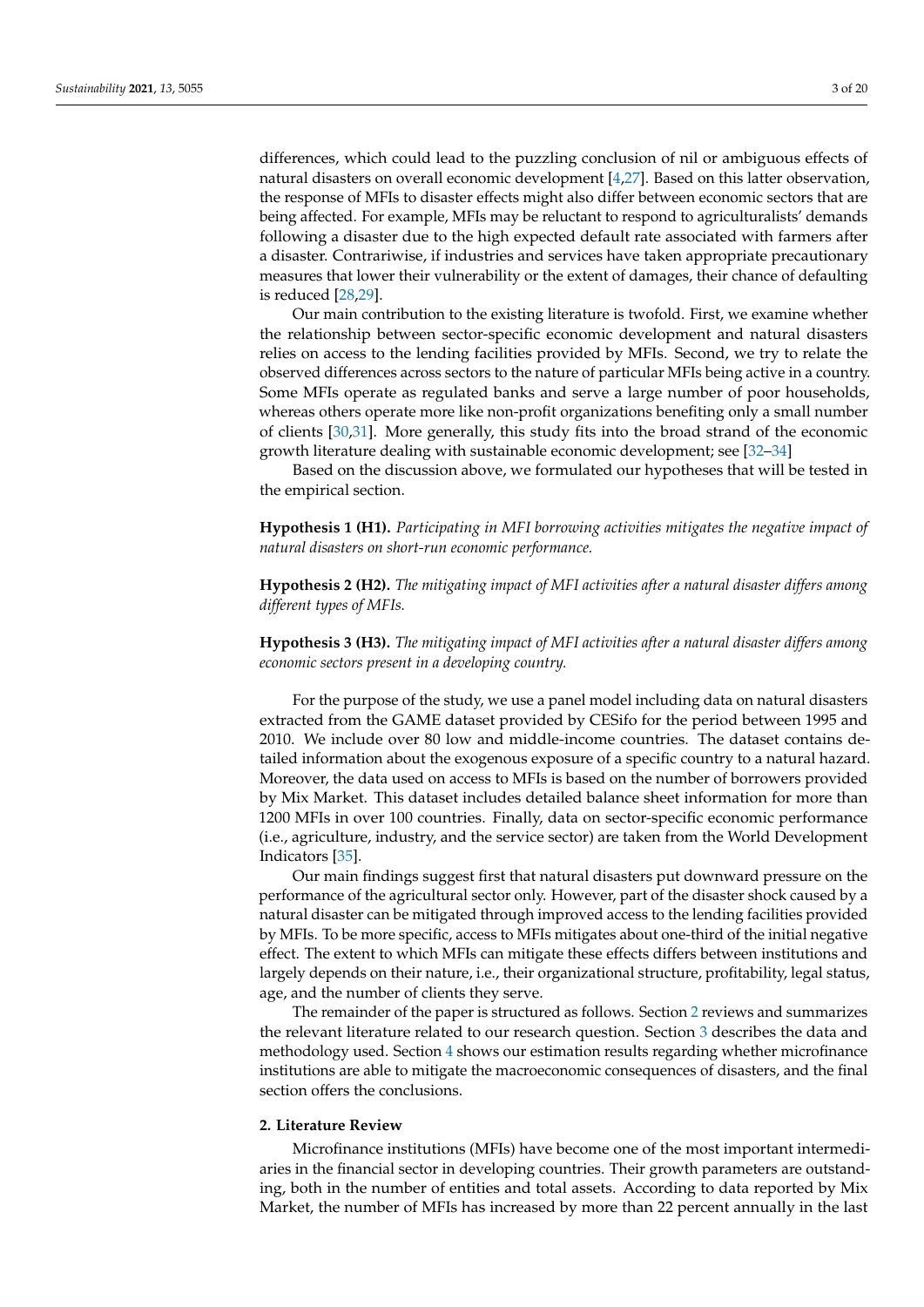differences, which could lead to the puzzling conclusion of nil or ambiguous effects of natural disasters on overall economic development [4,27]. Based on this latter observation, the response of MFIs to disaster effects might also differ between economic sectors that are being affected. For example, MFIs may be reluctant to respond to agriculturalists' demands following a disaster due to the high expected default rate associated with farmers after a disaster. Contrariwise, if industries and services have taken appropriate precautionary measures that lower their vulnerability or the extent of damages, their chance of defaulting is reduced [28,29].

Our main contribution to the existing literature is twofold. First, we examine whether the relationship between sector-specific economic development and natural disasters relies on access to the lending facilities provided by MFIs. Second, we try to relate the observed differences across sectors to the nature of particular MFIs being active in a country. Some MFIs operate as regulated banks and serve a large number of poor households, whereas others operate more like non-profit organizations benefiting only a small number of clients [30,31]. More generally, this study fits into the broad strand of the economic growth literature dealing with sustainable economic development; see [32–34]

Based on the discussion above, we formulated our hypotheses that will be tested in the empirical section.

**Hypothesis 1 (H1).** *Participating in MFI borrowing activities mitigates the negative impact of natural disasters on short-run economic performance.*

**Hypothesis 2 (H2).** *The mitigating impact of MFI activities after a natural disaster differs among different types of MFIs.*

**Hypothesis 3 (H3).** *The mitigating impact of MFI activities after a natural disaster differs among economic sectors present in a developing country.*

For the purpose of the study, we use a panel model including data on natural disasters extracted from the GAME dataset provided by CESifo for the period between 1995 and 2010. We include over 80 low and middle-income countries. The dataset contains detailed information about the exogenous exposure of a specific country to a natural hazard. Moreover, the data used on access to MFIs is based on the number of borrowers provided by Mix Market. This dataset includes detailed balance sheet information for more than 1200 MFIs in over 100 countries. Finally, data on sector-specific economic performance (i.e., agriculture, industry, and the service sector) are taken from the World Development Indicators [35].

Our main findings suggest first that natural disasters put downward pressure on the performance of the agricultural sector only. However, part of the disaster shock caused by a natural disaster can be mitigated through improved access to the lending facilities provided by MFIs. To be more specific, access to MFIs mitigates about one-third of the initial negative effect. The extent to which MFIs can mitigate these effects differs between institutions and largely depends on their nature, i.e., their organizational structure, profitability, legal status, age, and the number of clients they serve.

The remainder of the paper is structured as follows. Section 2 reviews and summarizes the relevant literature related to our research question. Section 3 describes the data and methodology used. Section 4 shows our estimation results regarding whether microfinance institutions are able to mitigate the macroeconomic consequences of disasters, and the final section offers the conclusions.

## 2. Literature Review

Microfinance institutions (MFIs) have become one of the most important intermediaries in the financial sector in developing countries. Their growth parameters are outstanding, both in the number of entities and total assets. According to data reported by Mix Market, the number of MFIs has increased by more than 22 percent annually in the last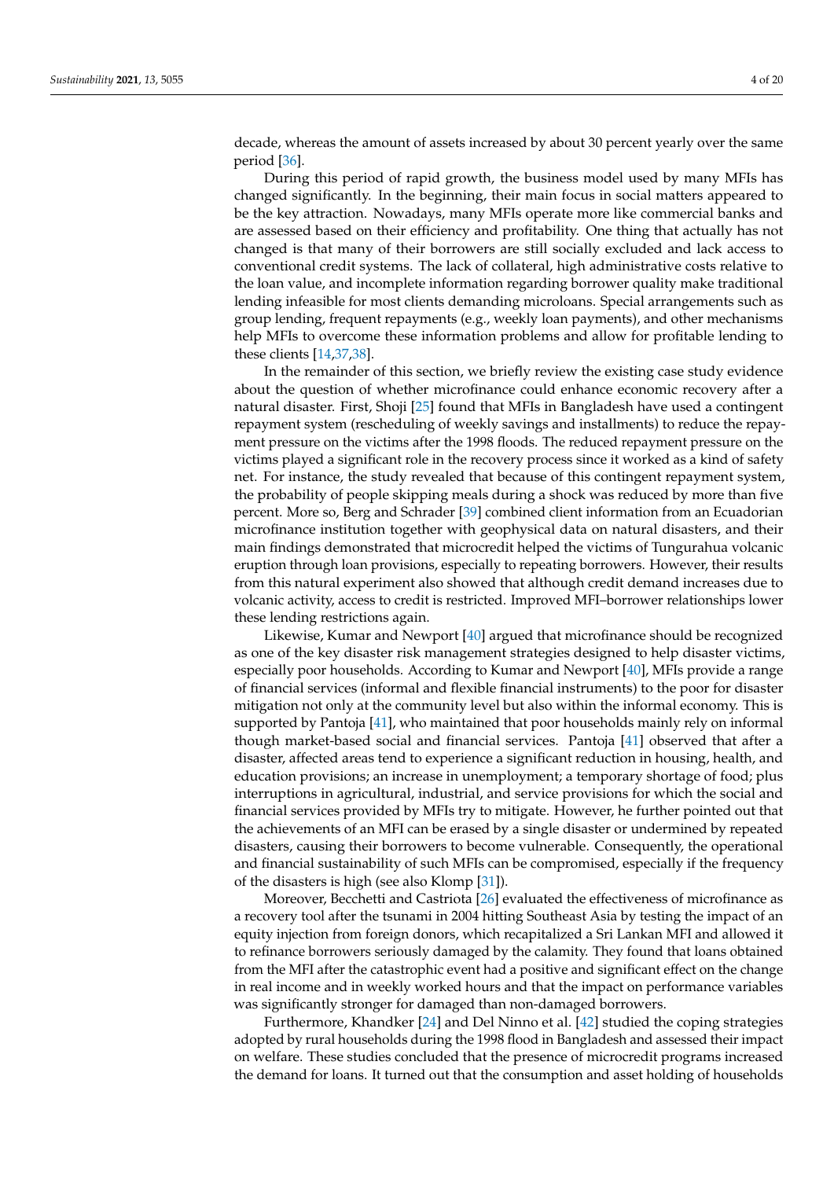decade, whereas the amount of assets increased by about 30 percent yearly over the same period [36].

During this period of rapid growth, the business model used by many MFIs has changed significantly. In the beginning, their main focus in social matters appeared to be the key attraction. Nowadays, many MFIs operate more like commercial banks and are assessed based on their efficiency and profitability. One thing that actually has not changed is that many of their borrowers are still socially excluded and lack access to conventional credit systems. The lack of collateral, high administrative costs relative to the loan value, and incomplete information regarding borrower quality make traditional lending infeasible for most clients demanding microloans. Special arrangements such as group lending, frequent repayments (e.g., weekly loan payments), and other mechanisms help MFIs to overcome these information problems and allow for profitable lending to these clients [14,37,38].

In the remainder of this section, we briefly review the existing case study evidence about the question of whether microfinance could enhance economic recovery after a natural disaster. First, Shoji [25] found that MFIs in Bangladesh have used a contingent repayment system (rescheduling of weekly savings and installments) to reduce the repayment pressure on the victims after the 1998 floods. The reduced repayment pressure on the victims played a significant role in the recovery process since it worked as a kind of safety net. For instance, the study revealed that because of this contingent repayment system, the probability of people skipping meals during a shock was reduced by more than five percent. More so, Berg and Schrader [39] combined client information from an Ecuadorian microfinance institution together with geophysical data on natural disasters, and their main findings demonstrated that microcredit helped the victims of Tungurahua volcanic eruption through loan provisions, especially to repeating borrowers. However, their results from this natural experiment also showed that although credit demand increases due to volcanic activity, access to credit is restricted. Improved MFI–borrower relationships lower these lending restrictions again.

Likewise, Kumar and Newport [40] argued that microfinance should be recognized as one of the key disaster risk management strategies designed to help disaster victims, especially poor households. According to Kumar and Newport [40], MFIs provide a range of financial services (informal and flexible financial instruments) to the poor for disaster mitigation not only at the community level but also within the informal economy. This is supported by Pantoja [41], who maintained that poor households mainly rely on informal though market-based social and financial services. Pantoja [41] observed that after a disaster, affected areas tend to experience a significant reduction in housing, health, and education provisions; an increase in unemployment; a temporary shortage of food; plus interruptions in agricultural, industrial, and service provisions for which the social and financial services provided by MFIs try to mitigate. However, he further pointed out that the achievements of an MFI can be erased by a single disaster or undermined by repeated disasters, causing their borrowers to become vulnerable. Consequently, the operational and financial sustainability of such MFIs can be compromised, especially if the frequency of the disasters is high (see also Klomp [31]).

Moreover, Becchetti and Castriota [26] evaluated the effectiveness of microfinance as a recovery tool after the tsunami in 2004 hitting Southeast Asia by testing the impact of an equity injection from foreign donors, which recapitalized a Sri Lankan MFI and allowed it to refinance borrowers seriously damaged by the calamity. They found that loans obtained from the MFI after the catastrophic event had a positive and significant effect on the change in real income and in weekly worked hours and that the impact on performance variables was significantly stronger for damaged than non-damaged borrowers.

Furthermore, Khandker [24] and Del Ninno et al. [42] studied the coping strategies adopted by rural households during the 1998 flood in Bangladesh and assessed their impact on welfare. These studies concluded that the presence of microcredit programs increased the demand for loans. It turned out that the consumption and asset holding of households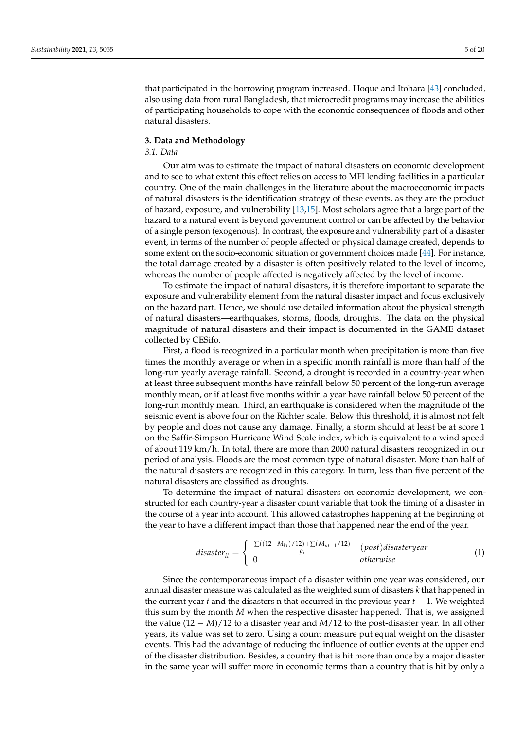that participated in the borrowing program increased. Hoque and Itohara [43] concluded, also using data from rural Bangladesh, that microcredit programs may increase the abilities of participating households to cope with the economic consequences of floods and other natural disasters.

## 3. Data and Methodology

### 3.1. Data

Our aim was to estimate the impact of natural disasters on economic development and to see to what extent this effect relies on access to MFI lending facilities in a particular country. One of the main challenges in the literature about the macroeconomic impacts of natural disasters is the identification strategy of these events, as they are the product of hazard, exposure, and vulnerability [13,15]. Most scholars agree that a large part of the hazard to a natural event is beyond government control or can be affected by the behavior of a single person (exogenous). In contrast, the exposure and vulnerability part of a disaster event, in terms of the number of people affected or physical damage created, depends to some extent on the socio-economic situation or government choices made [44]. For instance, the total damage created by a disaster is often positively related to the level of income, whereas the number of people affected is negatively affected by the level of income.

To estimate the impact of natural disasters, it is therefore important to separate the exposure and vulnerability element from the natural disaster impact and focus exclusively on the hazard part. Hence, we should use detailed information about the physical strength of natural disasters—earthquakes, storms, floods, droughts. The data on the physical magnitude of natural disasters and their impact is documented in the GAME dataset collected by CESifo.

First, a flood is recognized in a particular month when precipitation is more than five times the monthly average or when in a specific month rainfall is more than half of the long-run yearly average rainfall. Second, a drought is recorded in a country-year when at least three subsequent months have rainfall below 50 percent of the long-run average monthly mean, or if at least five months within a year have rainfall below 50 percent of the long-run monthly mean. Third, an earthquake is considered when the magnitude of the seismic event is above four on the Richter scale. Below this threshold, it is almost not felt by people and does not cause any damage. Finally, a storm should at least be at score 1 on the Saffir-Simpson Hurricane Wind Scale index, which is equivalent to a wind speed of about 119 km/h. In total, there are more than 2000 natural disasters recognized in our period of analysis. Floods are the most common type of natural disaster. More than half of the natural disasters are recognized in this category. In turn, less than five percent of the natural disasters are classified as droughts.

To determine the impact of natural disasters on economic development, we constructed for each country-year a disaster count variable that took the timing of a disaster in the course of a year into account. This allowed catastrophes happening at the beginning of the year to have a different impact than those that happened near the end of the year.

$$disaster_{it} = \begin{cases} \frac{\sum((12-M_{kt})/12)+\sum(M_{nt-1}/12)}{\rho_i} & (post)disasteryear \\ 0 & otherwise \end{cases} \quad (1)$$

Since the contemporaneous impact of a disaster within one year was considered, our annual disaster measure was calculated as the weighted sum of disasters $k$ that happened in the current year $t$ and the disasters n that occurred in the previous year $t-1$. We weighted this sum by the month $M$ when the respective disaster happened. That is, we assigned the value $(12-M)/12$ to a disaster year and $M/12$ to the post-disaster year. In all other years, its value was set to zero. Using a count measure put equal weight on the disaster events. This had the advantage of reducing the influence of outlier events at the upper end of the disaster distribution. Besides, a country that is hit more than once by a major disaster in the same year will suffer more in economic terms than a country that is hit by only a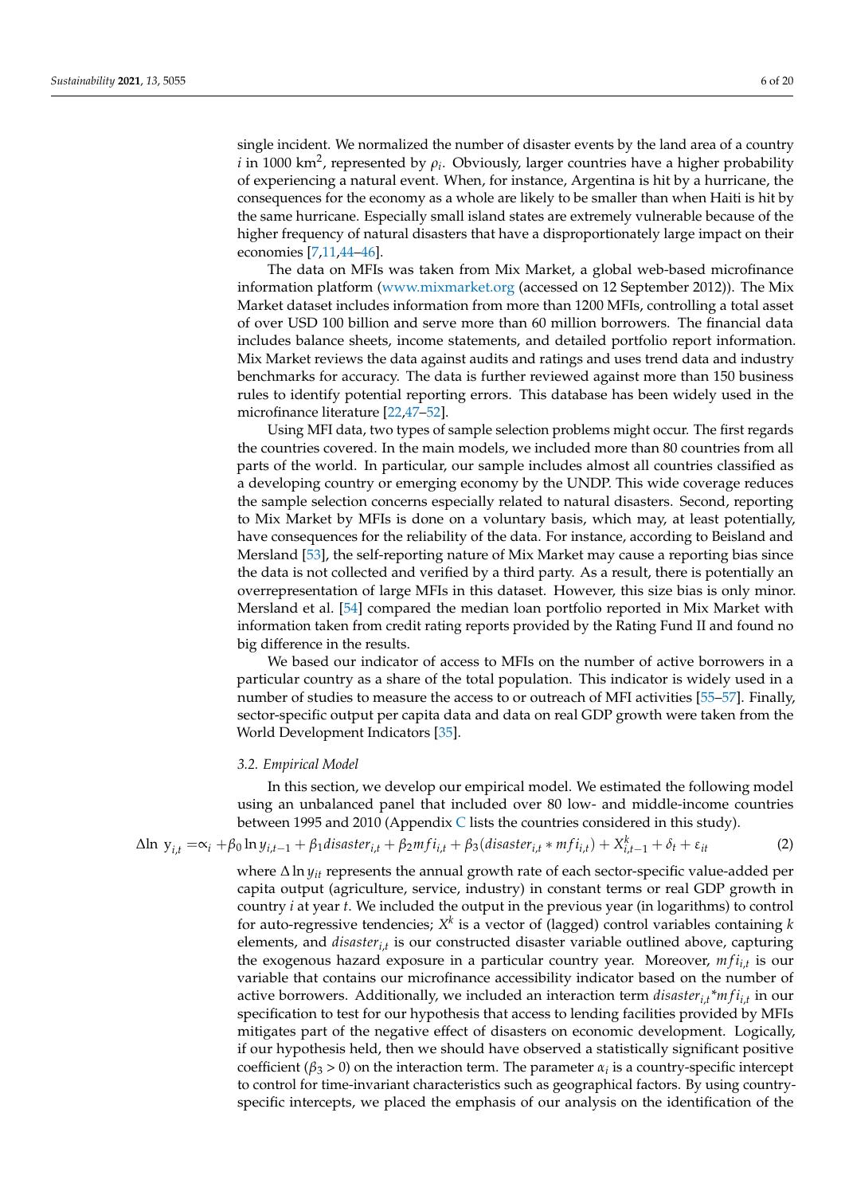single incident. We normalized the number of disaster events by the land area of a country $i$ in 1000 km$^2$, represented by $\rho_i$. Obviously, larger countries have a higher probability of experiencing a natural event. When, for instance, Argentina is hit by a hurricane, the consequences for the economy as a whole are likely to be smaller than when Haiti is hit by the same hurricane. Especially small island states are extremely vulnerable because of the higher frequency of natural disasters that have a disproportionately large impact on their economies [7,11,44–46].

The data on MFIs was taken from Mix Market, a global web-based microfinance information platform (www.mixmarket.org (accessed on 12 September 2012)). The Mix Market dataset includes information from more than 1200 MFIs, controlling a total asset of over USD 100 billion and serve more than 60 million borrowers. The financial data includes balance sheets, income statements, and detailed portfolio report information. Mix Market reviews the data against audits and ratings and uses trend data and industry benchmarks for accuracy. The data is further reviewed against more than 150 business rules to identify potential reporting errors. This database has been widely used in the microfinance literature [22,47–52].

Using MFI data, two types of sample selection problems might occur. The first regards the countries covered. In the main models, we included more than 80 countries from all parts of the world. In particular, our sample includes almost all countries classified as a developing country or emerging economy by the UNDP. This wide coverage reduces the sample selection concerns especially related to natural disasters. Second, reporting to Mix Market by MFIs is done on a voluntary basis, which may, at least potentially, have consequences for the reliability of the data. For instance, according to Beisland and Mersland [53], the self-reporting nature of Mix Market may cause a reporting bias since the data is not collected and verified by a third party. As a result, there is potentially an overrepresentation of large MFIs in this dataset. However, this size bias is only minor. Mersland et al. [54] compared the median loan portfolio reported in Mix Market with information taken from credit rating reports provided by the Rating Fund II and found no big difference in the results.

We based our indicator of access to MFIs on the number of active borrowers in a particular country as a share of the total population. This indicator is widely used in a number of studies to measure the access to or outreach of MFI activities [55–57]. Finally, sector-specific output per capita data and data on real GDP growth were taken from the World Development Indicators [35].

### *3.2. Empirical Model*

In this section, we develop our empirical model. We estimated the following model using an unbalanced panel that included over 80 low- and middle-income countries between 1995 and 2010 (Appendix C lists the countries considered in this study).

$$\Delta \ln\ y_{i,t} = \alpha_i + \beta_0 \ln y_{i,t-1} + \beta_1 disaster_{i,t} + \beta_2 mfi_{i,t} + \beta_3 (disaster_{i,t} * mfi_{i,t}) + X^k_{i,t-1} + \delta_t + \varepsilon_{it} \tag{2}$$

where $\Delta \ln y_{it}$ represents the annual growth rate of each sector-specific value-added per capita output (agriculture, service, industry) in constant terms or real GDP growth in country $i$ at year $t$. We included the output in the previous year (in logarithms) to control for auto-regressive tendencies; $X^k$ is a vector of (lagged) control variables containing $k$ elements, and $disaster_{i,t}$ is our constructed disaster variable outlined above, capturing the exogenous hazard exposure in a particular country year. Moreover, $mfi_{i,t}$ is our variable that contains our microfinance accessibility indicator based on the number of active borrowers. Additionally, we included an interaction term $disaster_{i,t}$*$mfi_{i,t}$ in our specification to test for our hypothesis that access to lending facilities provided by MFIs mitigates part of the negative effect of disasters on economic development. Logically, if our hypothesis held, then we should have observed a statistically significant positive coefficient ($\beta_3 > 0$) on the interaction term. The parameter $\alpha_i$ is a country-specific intercept to control for time-invariant characteristics such as geographical factors. By using country-specific intercepts, we placed the emphasis of our analysis on the identification of the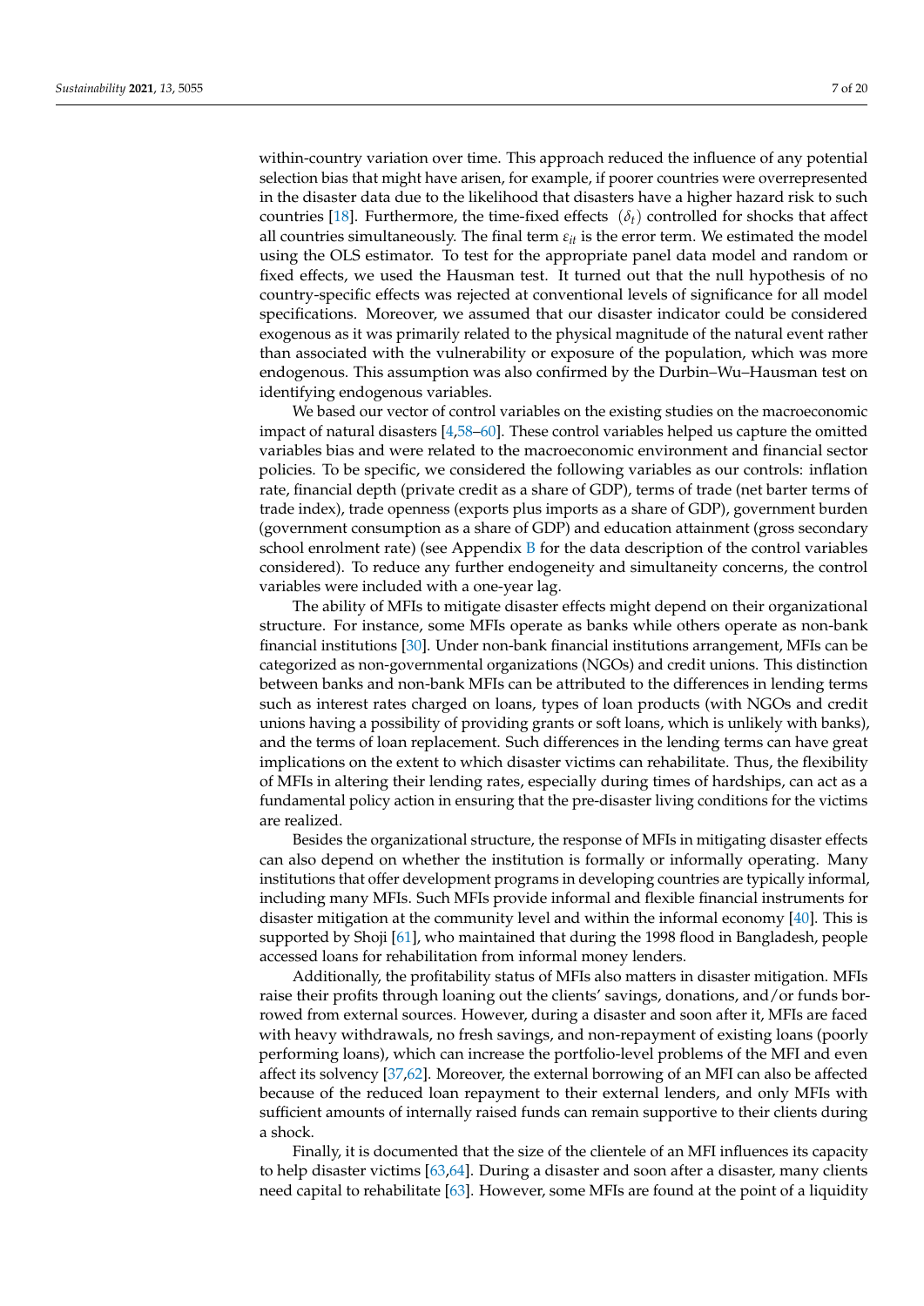within-country variation over time. This approach reduced the influence of any potential selection bias that might have arisen, for example, if poorer countries were overrepresented in the disaster data due to the likelihood that disasters have a higher hazard risk to such countries [18]. Furthermore, the time-fixed effects $(\delta_t)$ controlled for shocks that affect all countries simultaneously. The final term $\varepsilon_{it}$ is the error term. We estimated the model using the OLS estimator. To test for the appropriate panel data model and random or fixed effects, we used the Hausman test. It turned out that the null hypothesis of no country-specific effects was rejected at conventional levels of significance for all model specifications. Moreover, we assumed that our disaster indicator could be considered exogenous as it was primarily related to the physical magnitude of the natural event rather than associated with the vulnerability or exposure of the population, which was more endogenous. This assumption was also confirmed by the Durbin–Wu–Hausman test on identifying endogenous variables.

We based our vector of control variables on the existing studies on the macroeconomic impact of natural disasters [4,58–60]. These control variables helped us capture the omitted variables bias and were related to the macroeconomic environment and financial sector policies. To be specific, we considered the following variables as our controls: inflation rate, financial depth (private credit as a share of GDP), terms of trade (net barter terms of trade index), trade openness (exports plus imports as a share of GDP), government burden (government consumption as a share of GDP) and education attainment (gross secondary school enrolment rate) (see Appendix B for the data description of the control variables considered). To reduce any further endogeneity and simultaneity concerns, the control variables were included with a one-year lag.

The ability of MFIs to mitigate disaster effects might depend on their organizational structure. For instance, some MFIs operate as banks while others operate as non-bank financial institutions [30]. Under non-bank financial institutions arrangement, MFIs can be categorized as non-governmental organizations (NGOs) and credit unions. This distinction between banks and non-bank MFIs can be attributed to the differences in lending terms such as interest rates charged on loans, types of loan products (with NGOs and credit unions having a possibility of providing grants or soft loans, which is unlikely with banks), and the terms of loan replacement. Such differences in the lending terms can have great implications on the extent to which disaster victims can rehabilitate. Thus, the flexibility of MFIs in altering their lending rates, especially during times of hardships, can act as a fundamental policy action in ensuring that the pre-disaster living conditions for the victims are realized.

Besides the organizational structure, the response of MFIs in mitigating disaster effects can also depend on whether the institution is formally or informally operating. Many institutions that offer development programs in developing countries are typically informal, including many MFIs. Such MFIs provide informal and flexible financial instruments for disaster mitigation at the community level and within the informal economy [40]. This is supported by Shoji [61], who maintained that during the 1998 flood in Bangladesh, people accessed loans for rehabilitation from informal money lenders.

Additionally, the profitability status of MFIs also matters in disaster mitigation. MFIs raise their profits through loaning out the clients' savings, donations, and/or funds borrowed from external sources. However, during a disaster and soon after it, MFIs are faced with heavy withdrawals, no fresh savings, and non-repayment of existing loans (poorly performing loans), which can increase the portfolio-level problems of the MFI and even affect its solvency [37,62]. Moreover, the external borrowing of an MFI can also be affected because of the reduced loan repayment to their external lenders, and only MFIs with sufficient amounts of internally raised funds can remain supportive to their clients during a shock.

Finally, it is documented that the size of the clientele of an MFI influences its capacity to help disaster victims [63,64]. During a disaster and soon after a disaster, many clients need capital to rehabilitate [63]. However, some MFIs are found at the point of a liquidity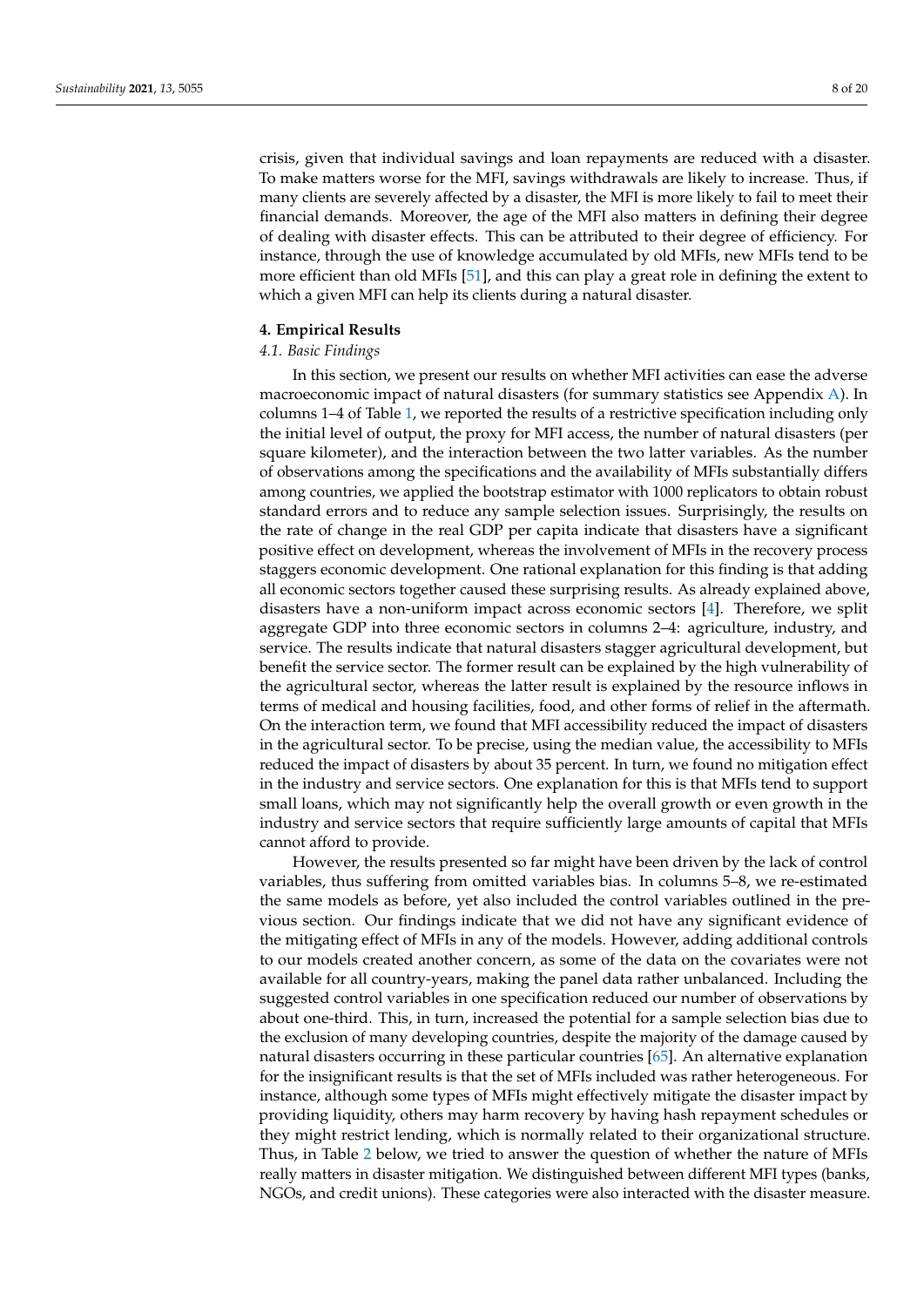crisis, given that individual savings and loan repayments are reduced with a disaster. To make matters worse for the MFI, savings withdrawals are likely to increase. Thus, if many clients are severely affected by a disaster, the MFI is more likely to fail to meet their financial demands. Moreover, the age of the MFI also matters in defining their degree of dealing with disaster effects. This can be attributed to their degree of efficiency. For instance, through the use of knowledge accumulated by old MFIs, new MFIs tend to be more efficient than old MFIs [51], and this can play a great role in defining the extent to which a given MFI can help its clients during a natural disaster.

## 4. Empirical Results

### *4.1. Basic Findings*

In this section, we present our results on whether MFI activities can ease the adverse macroeconomic impact of natural disasters (for summary statistics see Appendix A). In columns 1–4 of Table 1, we reported the results of a restrictive specification including only the initial level of output, the proxy for MFI access, the number of natural disasters (per square kilometer), and the interaction between the two latter variables. As the number of observations among the specifications and the availability of MFIs substantially differs among countries, we applied the bootstrap estimator with 1000 replicators to obtain robust standard errors and to reduce any sample selection issues. Surprisingly, the results on the rate of change in the real GDP per capita indicate that disasters have a significant positive effect on development, whereas the involvement of MFIs in the recovery process staggers economic development. One rational explanation for this finding is that adding all economic sectors together caused these surprising results. As already explained above, disasters have a non-uniform impact across economic sectors [4]. Therefore, we split aggregate GDP into three economic sectors in columns 2–4: agriculture, industry, and service. The results indicate that natural disasters stagger agricultural development, but benefit the service sector. The former result can be explained by the high vulnerability of the agricultural sector, whereas the latter result is explained by the resource inflows in terms of medical and housing facilities, food, and other forms of relief in the aftermath. On the interaction term, we found that MFI accessibility reduced the impact of disasters in the agricultural sector. To be precise, using the median value, the accessibility to MFIs reduced the impact of disasters by about 35 percent. In turn, we found no mitigation effect in the industry and service sectors. One explanation for this is that MFIs tend to support small loans, which may not significantly help the overall growth or even growth in the industry and service sectors that require sufficiently large amounts of capital that MFIs cannot afford to provide.

However, the results presented so far might have been driven by the lack of control variables, thus suffering from omitted variables bias. In columns 5–8, we re-estimated the same models as before, yet also included the control variables outlined in the previous section. Our findings indicate that we did not have any significant evidence of the mitigating effect of MFIs in any of the models. However, adding additional controls to our models created another concern, as some of the data on the covariates were not available for all country-years, making the panel data rather unbalanced. Including the suggested control variables in one specification reduced our number of observations by about one-third. This, in turn, increased the potential for a sample selection bias due to the exclusion of many developing countries, despite the majority of the damage caused by natural disasters occurring in these particular countries [65]. An alternative explanation for the insignificant results is that the set of MFIs included was rather heterogeneous. For instance, although some types of MFIs might effectively mitigate the disaster impact by providing liquidity, others may harm recovery by having hash repayment schedules or they might restrict lending, which is normally related to their organizational structure. Thus, in Table 2 below, we tried to answer the question of whether the nature of MFIs really matters in disaster mitigation. We distinguished between different MFI types (banks, NGOs, and credit unions). These categories were also interacted with the disaster measure.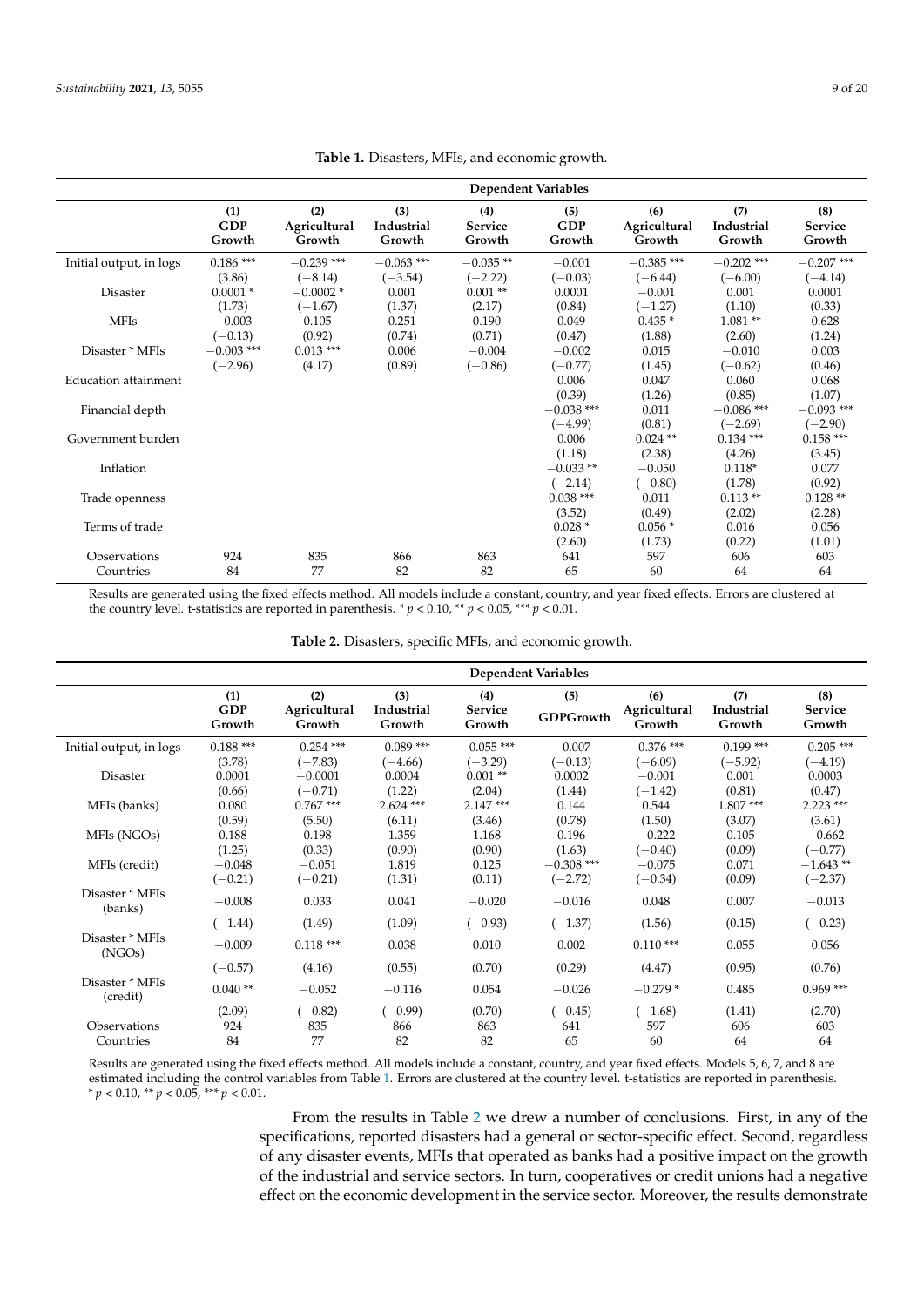**Table 1.** Disasters, MFIs, and economic growth.

| | Dependent Variables | | | | | | | |
|---|---|---|---|---|---|---|---|---|
| | (1) GDP Growth | (2) Agricultural Growth | (3) Industrial Growth | (4) Service Growth | (5) GDP Growth | (6) Agricultural Growth | (7) Industrial Growth | (8) Service Growth |
| Initial output, in logs | 0.186 *** | −0.239 *** | −0.063 *** | −0.035 ** | −0.001 | −0.385 *** | −0.202 *** | −0.207 *** |
| | (3.86) | (−8.14) | (−3.54) | (−2.22) | (−0.03) | (−6.44) | (−6.00) | (−4.14) |
| Disaster | 0.0001 * | −0.0002 * | 0.001 | 0.001 ** | 0.0001 | −0.001 | 0.001 | 0.0001 |
| | (1.73) | (−1.67) | (1.37) | (2.17) | (0.84) | (−1.27) | (1.10) | (0.33) |
| MFIs | −0.003 | 0.105 | 0.251 | 0.190 | 0.049 | 0.435 * | 1.081 ** | 0.628 |
| | (−0.13) | (0.92) | (0.74) | (0.71) | (0.47) | (1.88) | (2.60) | (1.24) |
| Disaster * MFIs | −0.003 *** | 0.013 *** | 0.006 | −0.004 | −0.002 | 0.015 | −0.010 | 0.003 |
| | (−2.96) | (4.17) | (0.89) | (−0.86) | (−0.77) | (1.45) | (−0.62) | (0.46) |
| Education attainment | | | | | 0.006 | 0.047 | 0.060 | 0.068 |
| | | | | | (0.39) | (1.26) | (0.85) | (1.07) |
| Financial depth | | | | | −0.038 *** | 0.011 | −0.086 *** | −0.093 *** |
| | | | | | (−4.99) | (0.81) | (−2.69) | (−2.90) |
| Government burden | | | | | 0.006 | 0.024 ** | 0.134 *** | 0.158 *** |
| | | | | | (1.18) | (2.38) | (4.26) | (3.45) |
| Inflation | | | | | −0.033 ** | −0.050 | 0.118* | 0.077 |
| | | | | | (−2.14) | (−0.80) | (1.78) | (0.92) |
| Trade openness | | | | | 0.038 *** | 0.011 | 0.113 ** | 0.128 ** |
| | | | | | (3.52) | (0.49) | (2.02) | (2.28) |
| Terms of trade | | | | | 0.028 * | 0.056 * | 0.016 | 0.056 |
| | | | | | (2.60) | (1.73) | (0.22) | (1.01) |
| Observations | 924 | 835 | 866 | 863 | 641 | 597 | 606 | 603 |
| Countries | 84 | 77 | 82 | 82 | 65 | 60 | 64 | 64 |

Results are generated using the fixed effects method. All models include a constant, country, and year fixed effects. Errors are clustered at the country level. t-statistics are reported in parenthesis. * $p < 0.10$, ** $p < 0.05$, *** $p < 0.01$.

**Table 2.** Disasters, specific MFIs, and economic growth.

| | Dependent Variables | | | | | | | |
|---|---|---|---|---|---|---|---|---|
| | (1) GDP Growth | (2) Agricultural Growth | (3) Industrial Growth | (4) Service Growth | (5) GDPGrowth | (6) Agricultural Growth | (7) Industrial Growth | (8) Service Growth |
| Initial output, in logs | 0.188 *** | −0.254 *** | −0.089 *** | −0.055 *** | −0.007 | −0.376 *** | −0.199 *** | −0.205 *** |
| | (3.78) | (−7.83) | (−4.66) | (−3.29) | (−0.13) | (−6.09) | (−5.92) | (−4.19) |
| Disaster | 0.0001 | −0.0001 | 0.0004 | 0.001 ** | 0.0002 | −0.001 | 0.001 | 0.0003 |
| | (0.66) | (−0.71) | (1.22) | (2.04) | (1.44) | (−1.42) | (0.81) | (0.47) |
| MFIs (banks) | 0.080 | 0.767 *** | 2.624 *** | 2.147 *** | 0.144 | 0.544 | 1.807 *** | 2.223 *** |
| | (0.59) | (5.50) | (6.11) | (3.46) | (0.78) | (1.50) | (3.07) | (3.61) |
| MFIs (NGOs) | 0.188 | 0.198 | 1.359 | 1.168 | 0.196 | −0.222 | 0.105 | −0.662 |
| | (1.25) | (0.33) | (0.90) | (0.90) | (1.63) | (−0.40) | (0.09) | (−0.77) |
| MFIs (credit) | −0.048 | −0.051 | 1.819 | 0.125 | −0.308 *** | −0.075 | 0.071 | −1.643 ** |
| | (−0.21) | (−0.21) | (1.31) | (0.11) | (−2.72) | (−0.34) | (0.09) | (−2.37) |
| Disaster * MFIs (banks) | −0.008 | 0.033 | 0.041 | −0.020 | −0.016 | 0.048 | 0.007 | −0.013 |
| | (−1.44) | (1.49) | (1.09) | (−0.93) | (−1.37) | (1.56) | (0.15) | (−0.23) |
| Disaster * MFIs (NGOs) | −0.009 | 0.118 *** | 0.038 | 0.010 | 0.002 | 0.110 *** | 0.055 | 0.056 |
| | (−0.57) | (4.16) | (0.55) | (0.70) | (0.29) | (4.47) | (0.95) | (0.76) |
| Disaster * MFIs (credit) | 0.040 ** | −0.052 | −0.116 | 0.054 | −0.026 | −0.279 * | 0.485 | 0.969 *** |
| | (2.09) | (−0.82) | (−0.99) | (0.70) | (−0.45) | (−1.68) | (1.41) | (2.70) |
| Observations | 924 | 835 | 866 | 863 | 641 | 597 | 606 | 603 |
| Countries | 84 | 77 | 82 | 82 | 65 | 60 | 64 | 64 |

Results are generated using the fixed effects method. All models include a constant, country, and year fixed effects. Models 5, 6, 7, and 8 are estimated including the control variables from Table 1. Errors are clustered at the country level. t-statistics are reported in parenthesis. * $p < 0.10$, ** $p < 0.05$, *** $p < 0.01$.

From the results in Table 2 we drew a number of conclusions. First, in any of the specifications, reported disasters had a general or sector-specific effect. Second, regardless of any disaster events, MFIs that operated as banks had a positive impact on the growth of the industrial and service sectors. In turn, cooperatives or credit unions had a negative effect on the economic development in the service sector. Moreover, the results demonstrate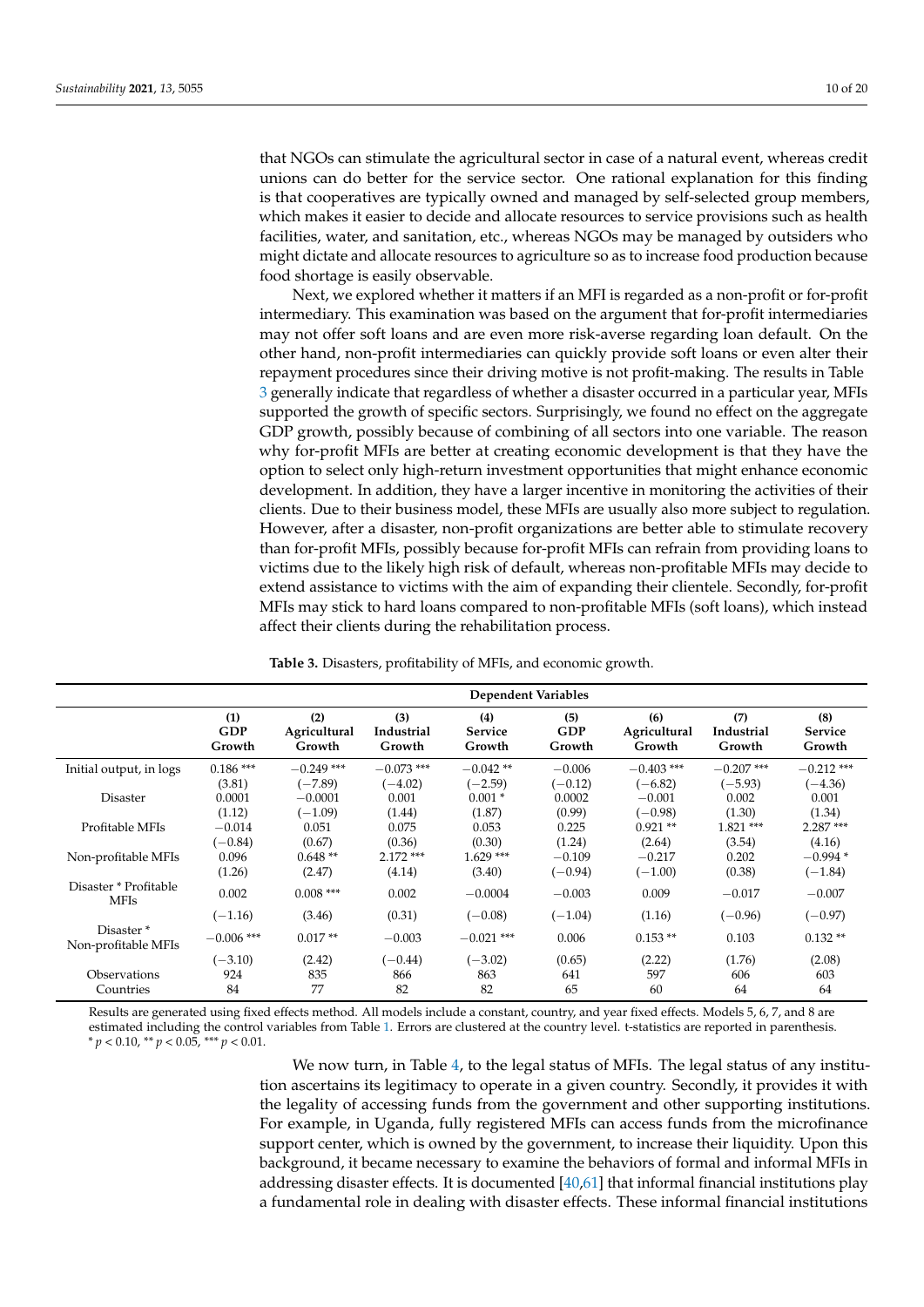that NGOs can stimulate the agricultural sector in case of a natural event, whereas credit unions can do better for the service sector. One rational explanation for this finding is that cooperatives are typically owned and managed by self-selected group members, which makes it easier to decide and allocate resources to service provisions such as health facilities, water, and sanitation, etc., whereas NGOs may be managed by outsiders who might dictate and allocate resources to agriculture so as to increase food production because food shortage is easily observable.

Next, we explored whether it matters if an MFI is regarded as a non-profit or for-profit intermediary. This examination was based on the argument that for-profit intermediaries may not offer soft loans and are even more risk-averse regarding loan default. On the other hand, non-profit intermediaries can quickly provide soft loans or even alter their repayment procedures since their driving motive is not profit-making. The results in Table 3 generally indicate that regardless of whether a disaster occurred in a particular year, MFIs supported the growth of specific sectors. Surprisingly, we found no effect on the aggregate GDP growth, possibly because of combining of all sectors into one variable. The reason why for-profit MFIs are better at creating economic development is that they have the option to select only high-return investment opportunities that might enhance economic development. In addition, they have a larger incentive in monitoring the activities of their clients. Due to their business model, these MFIs are usually also more subject to regulation. However, after a disaster, non-profit organizations are better able to stimulate recovery than for-profit MFIs, possibly because for-profit MFIs can refrain from providing loans to victims due to the likely high risk of default, whereas non-profitable MFIs may decide to extend assistance to victims with the aim of expanding their clientele. Secondly, for-profit MFIs may stick to hard loans compared to non-profitable MFIs (soft loans), which instead affect their clients during the rehabilitation process.

**Table 3.** Disasters, profitability of MFIs, and economic growth.

| | Dependent Variables | | | | | | | |
|---|---|---|---|---|---|---|---|---|
| | (1) GDP Growth | (2) Agricultural Growth | (3) Industrial Growth | (4) Service Growth | (5) GDP Growth | (6) Agricultural Growth | (7) Industrial Growth | (8) Service Growth |
| Initial output, in logs | 0.186 *** | −0.249 *** | −0.073 *** | −0.042 ** | −0.006 | −0.403 *** | −0.207 *** | −0.212 *** |
| | (3.81) | (−7.89) | (−4.02) | (−2.59) | (−0.12) | (−6.82) | (−5.93) | (−4.36) |
| Disaster | 0.0001 | −0.0001 | 0.001 | 0.001 * | 0.0002 | −0.001 | 0.002 | 0.001 |
| | (1.12) | (−1.09) | (1.44) | (1.87) | (0.99) | (−0.98) | (1.30) | (1.34) |
| Profitable MFIs | −0.014 | 0.051 | 0.075 | 0.053 | 0.225 | 0.921 ** | 1.821 *** | 2.287 *** |
| | (−0.84) | (0.67) | (0.36) | (0.30) | (1.24) | (2.64) | (3.54) | (4.16) |
| Non-profitable MFIs | 0.096 | 0.648 ** | 2.172 *** | 1.629 *** | −0.109 | −0.217 | 0.202 | −0.994 * |
| | (1.26) | (2.47) | (4.14) | (3.40) | (−0.94) | (−1.00) | (0.38) | (−1.84) |
| Disaster * Profitable MFIs | 0.002 | 0.008 *** | 0.002 | −0.0004 | −0.003 | 0.009 | −0.017 | −0.007 |
| | (−1.16) | (3.46) | (0.31) | (−0.08) | (−1.04) | (1.16) | (−0.96) | (−0.97) |
| Disaster * Non-profitable MFIs | −0.006 *** | 0.017 ** | −0.003 | −0.021 *** | 0.006 | 0.153 ** | 0.103 | 0.132 ** |
| | (−3.10) | (2.42) | (−0.44) | (−3.02) | (0.65) | (2.22) | (1.76) | (2.08) |
| Observations | 924 | 835 | 866 | 863 | 641 | 597 | 606 | 603 |
| Countries | 84 | 77 | 82 | 82 | 65 | 60 | 64 | 64 |

Results are generated using fixed effects method. All models include a constant, country, and year fixed effects. Models 5, 6, 7, and 8 are estimated including the control variables from Table 1. Errors are clustered at the country level. t-statistics are reported in parenthesis. * $p < 0.10$, ** $p < 0.05$, *** $p < 0.01$.

We now turn, in Table 4, to the legal status of MFIs. The legal status of any institution ascertains its legitimacy to operate in a given country. Secondly, it provides it with the legality of accessing funds from the government and other supporting institutions. For example, in Uganda, fully registered MFIs can access funds from the microfinance support center, which is owned by the government, to increase their liquidity. Upon this background, it became necessary to examine the behaviors of formal and informal MFIs in addressing disaster effects. It is documented [40,61] that informal financial institutions play a fundamental role in dealing with disaster effects. These informal financial institutions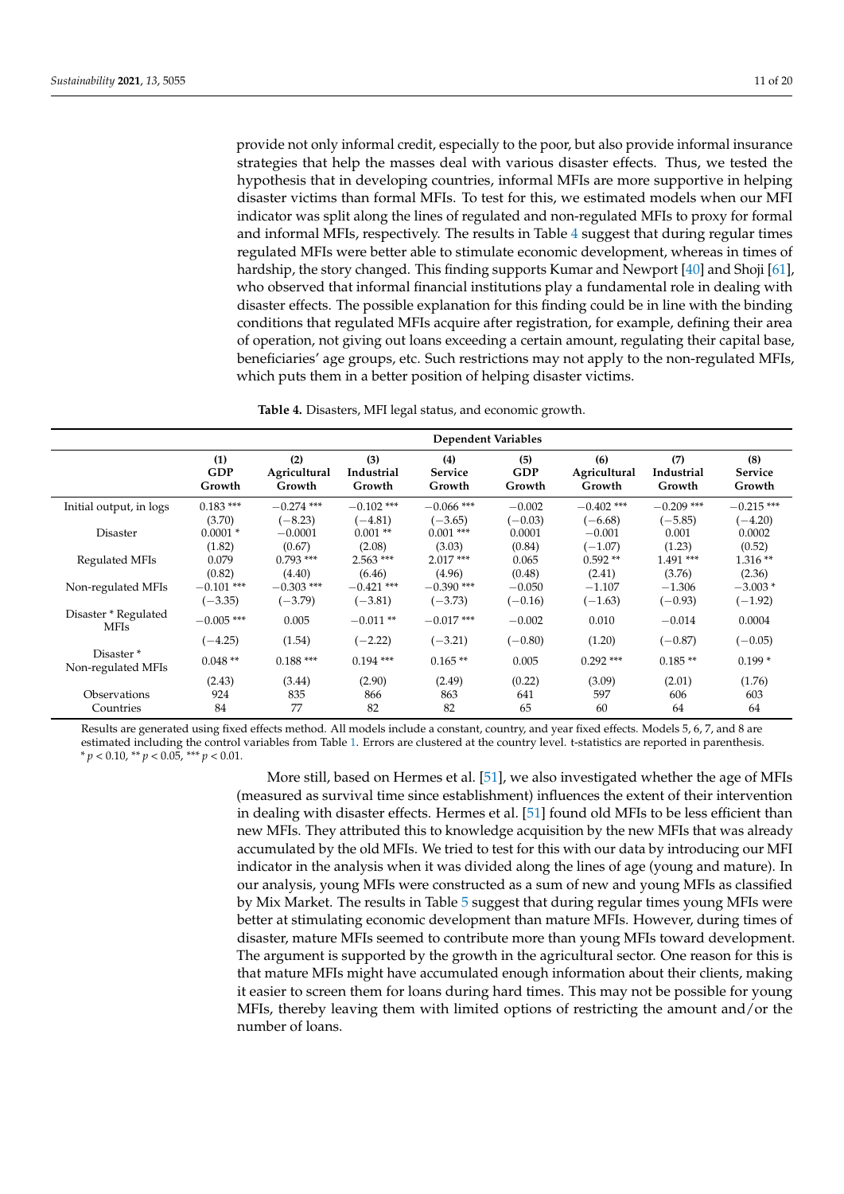provide not only informal credit, especially to the poor, but also provide informal insurance strategies that help the masses deal with various disaster effects. Thus, we tested the hypothesis that in developing countries, informal MFIs are more supportive in helping disaster victims than formal MFIs. To test for this, we estimated models when our MFI indicator was split along the lines of regulated and non-regulated MFIs to proxy for formal and informal MFIs, respectively. The results in Table 4 suggest that during regular times regulated MFIs were better able to stimulate economic development, whereas in times of hardship, the story changed. This finding supports Kumar and Newport [40] and Shoji [61], who observed that informal financial institutions play a fundamental role in dealing with disaster effects. The possible explanation for this finding could be in line with the binding conditions that regulated MFIs acquire after registration, for example, defining their area of operation, not giving out loans exceeding a certain amount, regulating their capital base, beneficiaries' age groups, etc. Such restrictions may not apply to the non-regulated MFIs, which puts them in a better position of helping disaster victims.

**Table 4.** Disasters, MFI legal status, and economic growth.

| | Dependent Variables | | | | | | | |
|---|---|---|---|---|---|---|---|---|
| | (1) GDP Growth | (2) Agricultural Growth | (3) Industrial Growth | (4) Service Growth | (5) GDP Growth | (6) Agricultural Growth | (7) Industrial Growth | (8) Service Growth |
| Initial output, in logs | 0.183 *** | −0.274 *** | −0.102 *** | −0.066 *** | −0.002 | −0.402 *** | −0.209 *** | −0.215 *** |
| | (3.70) | (−8.23) | (−4.81) | (−3.65) | (−0.03) | (−6.68) | (−5.85) | (−4.20) |
| Disaster | 0.0001 * | −0.0001 | 0.001 ** | 0.001 *** | 0.0001 | −0.001 | 0.001 | 0.0002 |
| | (1.82) | (0.67) | (2.08) | (3.03) | (0.84) | (−1.07) | (1.23) | (0.52) |
| Regulated MFIs | 0.079 | 0.793 *** | 2.563 *** | 2.017 *** | 0.065 | 0.592 ** | 1.491 *** | 1.316 ** |
| | (0.82) | (4.40) | (6.46) | (4.96) | (0.48) | (2.41) | (3.76) | (2.36) |
| Non-regulated MFIs | −0.101 *** | −0.303 *** | −0.421 *** | −0.390 *** | −0.050 | −1.107 | −1.306 | −3.003 * |
| | (−3.35) | (−3.79) | (−3.81) | (−3.73) | (−0.16) | (−1.63) | (−0.93) | (−1.92) |
| Disaster * Regulated MFIs | −0.005 *** | 0.005 | −0.011 ** | −0.017 *** | −0.002 | 0.010 | −0.014 | 0.0004 |
| | (−4.25) | (1.54) | (−2.22) | (−3.21) | (−0.80) | (1.20) | (−0.87) | (−0.05) |
| Disaster * Non-regulated MFIs | 0.048 ** | 0.188 *** | 0.194 *** | 0.165 ** | 0.005 | 0.292 *** | 0.185 ** | 0.199 * |
| | (2.43) | (3.44) | (2.90) | (2.49) | (0.22) | (3.09) | (2.01) | (1.76) |
| Observations | 924 | 835 | 866 | 863 | 641 | 597 | 606 | 603 |
| Countries | 84 | 77 | 82 | 82 | 65 | 60 | 64 | 64 |

Results are generated using fixed effects method. All models include a constant, country, and year fixed effects. Models 5, 6, 7, and 8 are estimated including the control variables from Table 1. Errors are clustered at the country level. t-statistics are reported in parenthesis. * $p < 0.10$, ** $p < 0.05$, *** $p < 0.01$.

More still, based on Hermes et al. [51], we also investigated whether the age of MFIs (measured as survival time since establishment) influences the extent of their intervention in dealing with disaster effects. Hermes et al. [51] found old MFIs to be less efficient than new MFIs. They attributed this to knowledge acquisition by the new MFIs that was already accumulated by the old MFIs. We tried to test for this with our data by introducing our MFI indicator in the analysis when it was divided along the lines of age (young and mature). In our analysis, young MFIs were constructed as a sum of new and young MFIs as classified by Mix Market. The results in Table 5 suggest that during regular times young MFIs were better at stimulating economic development than mature MFIs. However, during times of disaster, mature MFIs seemed to contribute more than young MFIs toward development. The argument is supported by the growth in the agricultural sector. One reason for this is that mature MFIs might have accumulated enough information about their clients, making it easier to screen them for loans during hard times. This may not be possible for young MFIs, thereby leaving them with limited options of restricting the amount and/or the number of loans.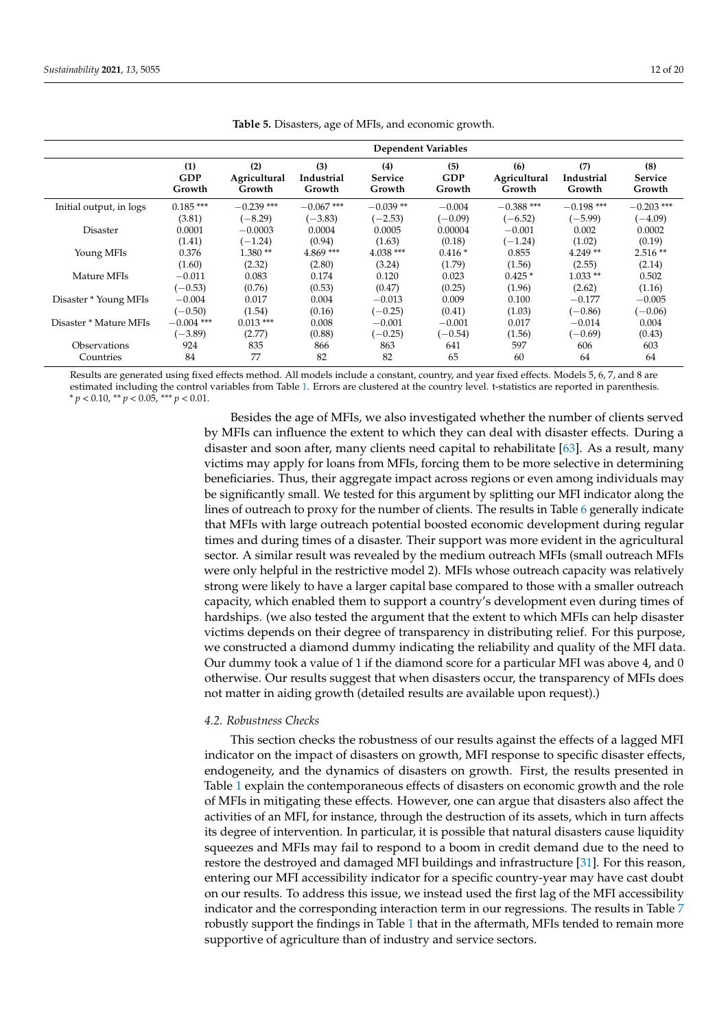**Table 5.** Disasters, age of MFIs, and economic growth.

| | Dependent Variables | | | | | | | |
|---|---|---|---|---|---|---|---|---|
| | (1) GDP Growth | (2) Agricultural Growth | (3) Industrial Growth | (4) Service Growth | (5) GDP Growth | (6) Agricultural Growth | (7) Industrial Growth | (8) Service Growth |
| Initial output, in logs | 0.185 *** | −0.239 *** | −0.067 *** | −0.039 ** | −0.004 | −0.388 *** | −0.198 *** | −0.203 *** |
| | (3.81) | (−8.29) | (−3.83) | (−2.53) | (−0.09) | (−6.52) | (−5.99) | (−4.09) |
| Disaster | 0.0001 | −0.0003 | 0.0004 | 0.0005 | 0.00004 | −0.001 | 0.002 | 0.0002 |
| | (1.41) | (−1.24) | (0.94) | (1.63) | (0.18) | (−1.24) | (1.02) | (0.19) |
| Young MFIs | 0.376 | 1.380 ** | 4.869 *** | 4.038 *** | 0.416 * | 0.855 | 4.249 ** | 2.516 ** |
| | (1.60) | (2.32) | (2.80) | (3.24) | (1.79) | (1.56) | (2.55) | (2.14) |
| Mature MFIs | −0.011 | 0.083 | 0.174 | 0.120 | 0.023 | 0.425 * | 1.033 ** | 0.502 |
| | (−0.53) | (0.76) | (0.53) | (0.47) | (0.25) | (1.96) | (2.62) | (1.16) |
| Disaster * Young MFIs | −0.004 | 0.017 | 0.004 | −0.013 | 0.009 | 0.100 | −0.177 | −0.005 |
| | (−0.50) | (1.54) | (0.16) | (−0.25) | (0.41) | (1.03) | (−0.86) | (−0.06) |
| Disaster * Mature MFIs | −0.004 *** | 0.013 *** | 0.008 | −0.001 | −0.001 | 0.017 | −0.014 | 0.004 |
| | (−3.89) | (2.77) | (0.88) | (−0.25) | (−0.54) | (1.56) | (−0.69) | (0.43) |
| Observations | 924 | 835 | 866 | 863 | 641 | 597 | 606 | 603 |
| Countries | 84 | 77 | 82 | 82 | 65 | 60 | 64 | 64 |

Results are generated using fixed effects method. All models include a constant, country, and year fixed effects. Models 5, 6, 7, and 8 are estimated including the control variables from Table 1. Errors are clustered at the country level. t-statistics are reported in parenthesis. * $p < 0.10$, ** $p < 0.05$, *** $p < 0.01$.

Besides the age of MFIs, we also investigated whether the number of clients served by MFIs can influence the extent to which they can deal with disaster effects. During a disaster and soon after, many clients need capital to rehabilitate [63]. As a result, many victims may apply for loans from MFIs, forcing them to be more selective in determining beneficiaries. Thus, their aggregate impact across regions or even among individuals may be significantly small. We tested for this argument by splitting our MFI indicator along the lines of outreach to proxy for the number of clients. The results in Table 6 generally indicate that MFIs with large outreach potential boosted economic development during regular times and during times of a disaster. Their support was more evident in the agricultural sector. A similar result was revealed by the medium outreach MFIs (small outreach MFIs were only helpful in the restrictive model 2). MFIs whose outreach capacity was relatively strong were likely to have a larger capital base compared to those with a smaller outreach capacity, which enabled them to support a country's development even during times of hardships. (we also tested the argument that the extent to which MFIs can help disaster victims depends on their degree of transparency in distributing relief. For this purpose, we constructed a diamond dummy indicating the reliability and quality of the MFI data. Our dummy took a value of 1 if the diamond score for a particular MFI was above 4, and 0 otherwise. Our results suggest that when disasters occur, the transparency of MFIs does not matter in aiding growth (detailed results are available upon request).)

### 4.2. Robustness Checks

This section checks the robustness of our results against the effects of a lagged MFI indicator on the impact of disasters on growth, MFI response to specific disaster effects, endogeneity, and the dynamics of disasters on growth. First, the results presented in Table 1 explain the contemporaneous effects of disasters on economic growth and the role of MFIs in mitigating these effects. However, one can argue that disasters also affect the activities of an MFI, for instance, through the destruction of its assets, which in turn affects its degree of intervention. In particular, it is possible that natural disasters cause liquidity squeezes and MFIs may fail to respond to a boom in credit demand due to the need to restore the destroyed and damaged MFI buildings and infrastructure [31]. For this reason, entering our MFI accessibility indicator for a specific country-year may have cast doubt on our results. To address this issue, we instead used the first lag of the MFI accessibility indicator and the corresponding interaction term in our regressions. The results in Table 7 robustly support the findings in Table 1 that in the aftermath, MFIs tended to remain more supportive of agriculture than of industry and service sectors.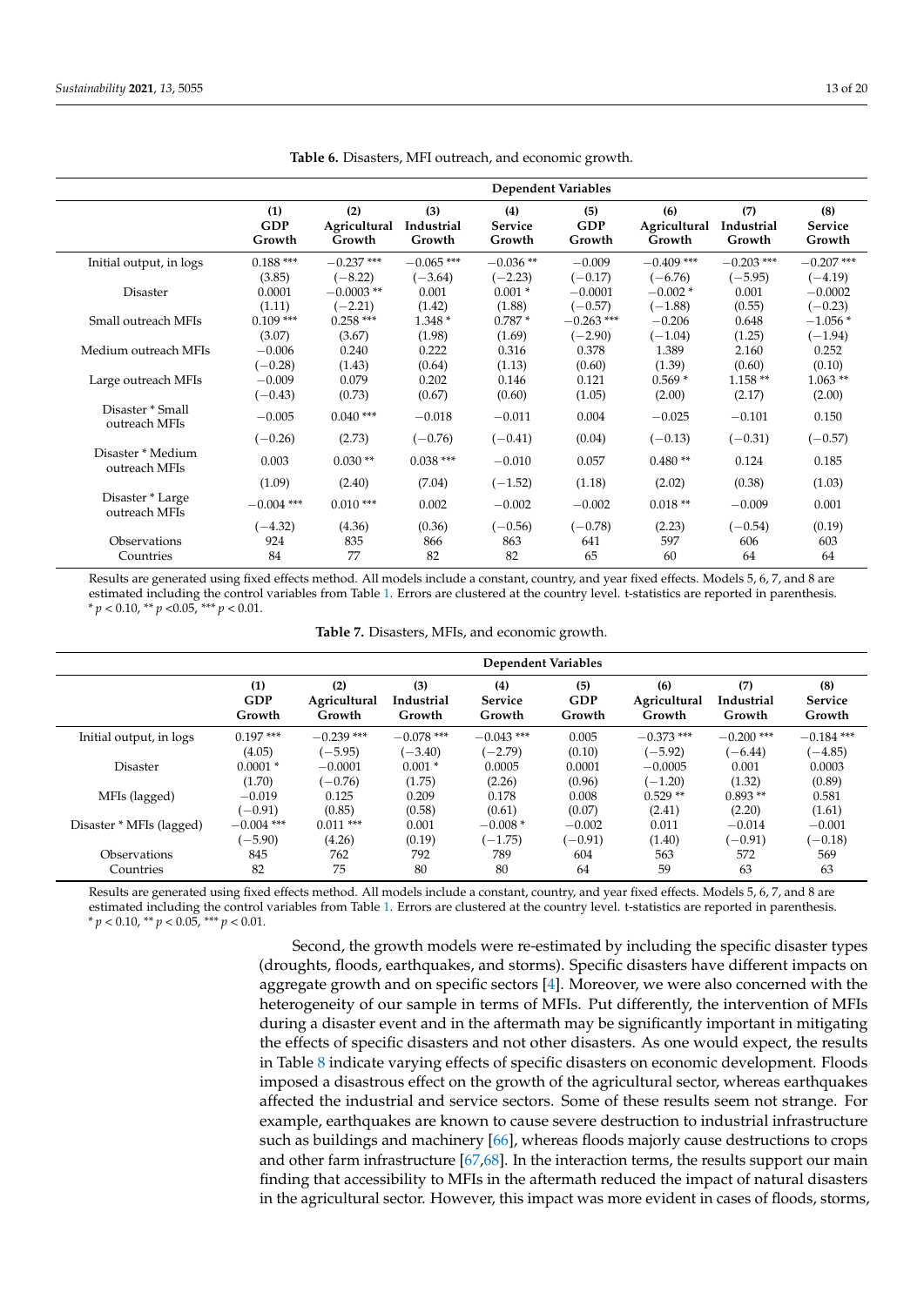**Table 6.** Disasters, MFI outreach, and economic growth.

| | Dependent Variables | | | | | | | |
|---|---|---|---|---|---|---|---|---|
| | (1) GDP Growth | (2) Agricultural Growth | (3) Industrial Growth | (4) Service Growth | (5) GDP Growth | (6) Agricultural Growth | (7) Industrial Growth | (8) Service Growth |
| Initial output, in logs | 0.188 *** | −0.237 *** | −0.065 *** | −0.036 ** | −0.009 | −0.409 *** | −0.203 *** | −0.207 *** |
| | (3.85) | (−8.22) | (−3.64) | (−2.23) | (−0.17) | (−6.76) | (−5.95) | (−4.19) |
| Disaster | 0.0001 | −0.0003 ** | 0.001 | 0.001 * | −0.0001 | −0.002 * | 0.001 | −0.0002 |
| | (1.11) | (−2.21) | (1.42) | (1.88) | (−0.57) | (−1.88) | (0.55) | (−0.23) |
| Small outreach MFIs | 0.109 *** | 0.258 *** | 1.348 * | 0.787 * | −0.263 *** | −0.206 | 0.648 | −1.056 * |
| | (3.07) | (3.67) | (1.98) | (1.69) | (−2.90) | (−1.04) | (1.25) | (−1.94) |
| Medium outreach MFIs | −0.006 | 0.240 | 0.222 | 0.316 | 0.378 | 1.389 | 2.160 | 0.252 |
| | (−0.28) | (1.43) | (0.64) | (1.13) | (0.60) | (1.39) | (0.60) | (0.10) |
| Large outreach MFIs | −0.009 | 0.079 | 0.202 | 0.146 | 0.121 | 0.569 * | 1.158 ** | 1.063 ** |
| | (−0.43) | (0.73) | (0.67) | (0.60) | (1.05) | (2.00) | (2.17) | (2.00) |
| Disaster * Small outreach MFIs | −0.005 | 0.040 *** | −0.018 | −0.011 | 0.004 | −0.025 | −0.101 | 0.150 |
| | (−0.26) | (2.73) | (−0.76) | (−0.41) | (0.04) | (−0.13) | (−0.31) | (−0.57) |
| Disaster * Medium outreach MFIs | 0.003 | 0.030 ** | 0.038 *** | −0.010 | 0.057 | 0.480 ** | 0.124 | 0.185 |
| | (1.09) | (2.40) | (7.04) | (−1.52) | (1.18) | (2.02) | (0.38) | (1.03) |
| Disaster * Large outreach MFIs | −0.004 *** | 0.010 *** | 0.002 | −0.002 | −0.002 | 0.018 ** | −0.009 | 0.001 |
| | (−4.32) | (4.36) | (0.36) | (−0.56) | (−0.78) | (2.23) | (−0.54) | (0.19) |
| Observations | 924 | 835 | 866 | 863 | 641 | 597 | 606 | 603 |
| Countries | 84 | 77 | 82 | 82 | 65 | 60 | 64 | 64 |

Results are generated using fixed effects method. All models include a constant, country, and year fixed effects. Models 5, 6, 7, and 8 are estimated including the control variables from Table 1. Errors are clustered at the country level. t-statistics are reported in parenthesis. * $p < 0.10$, ** $p < 0.05$, *** $p < 0.01$.

**Table 7.** Disasters, MFIs, and economic growth.

| | Dependent Variables | | | | | | | |
|---|---|---|---|---|---|---|---|---|
| | (1) GDP Growth | (2) Agricultural Growth | (3) Industrial Growth | (4) Service Growth | (5) GDP Growth | (6) Agricultural Growth | (7) Industrial Growth | (8) Service Growth |
| Initial output, in logs | 0.197 *** | −0.239 *** | −0.078 *** | −0.043 *** | 0.005 | −0.373 *** | −0.200 *** | −0.184 *** |
| | (4.05) | (−5.95) | (−3.40) | (−2.79) | (0.10) | (−5.92) | (−6.44) | (−4.85) |
| Disaster | 0.0001 * | −0.0001 | 0.001 * | 0.0005 | 0.0001 | −0.0005 | 0.001 | 0.0003 |
| | (1.70) | (−0.76) | (1.75) | (2.26) | (0.96) | (−1.20) | (1.32) | (0.89) |
| MFIs (lagged) | −0.019 | 0.125 | 0.209 | 0.178 | 0.008 | 0.529 ** | 0.893 ** | 0.581 |
| | (−0.91) | (0.85) | (0.58) | (0.61) | (0.07) | (2.41) | (2.20) | (1.61) |
| Disaster * MFIs (lagged) | −0.004 *** | 0.011 *** | 0.001 | −0.008 * | −0.002 | 0.011 | −0.014 | −0.001 |
| | (−5.90) | (4.26) | (0.19) | (−1.75) | (−0.91) | (1.40) | (−0.91) | (−0.18) |
| Observations | 845 | 762 | 792 | 789 | 604 | 563 | 572 | 569 |
| Countries | 82 | 75 | 80 | 80 | 64 | 59 | 63 | 63 |

Results are generated using fixed effects method. All models include a constant, country, and year fixed effects. Models 5, 6, 7, and 8 are estimated including the control variables from Table 1. Errors are clustered at the country level. t-statistics are reported in parenthesis. * $p < 0.10$, ** $p < 0.05$, *** $p < 0.01$.

Second, the growth models were re-estimated by including the specific disaster types (droughts, floods, earthquakes, and storms). Specific disasters have different impacts on aggregate growth and on specific sectors [4]. Moreover, we were also concerned with the heterogeneity of our sample in terms of MFIs. Put differently, the intervention of MFIs during a disaster event and in the aftermath may be significantly important in mitigating the effects of specific disasters and not other disasters. As one would expect, the results in Table 8 indicate varying effects of specific disasters on economic development. Floods imposed a disastrous effect on the growth of the agricultural sector, whereas earthquakes affected the industrial and service sectors. Some of these results seem not strange. For example, earthquakes are known to cause severe destruction to industrial infrastructure such as buildings and machinery [66], whereas floods majorly cause destructions to crops and other farm infrastructure [67,68]. In the interaction terms, the results support our main finding that accessibility to MFIs in the aftermath reduced the impact of natural disasters in the agricultural sector. However, this impact was more evident in cases of floods, storms,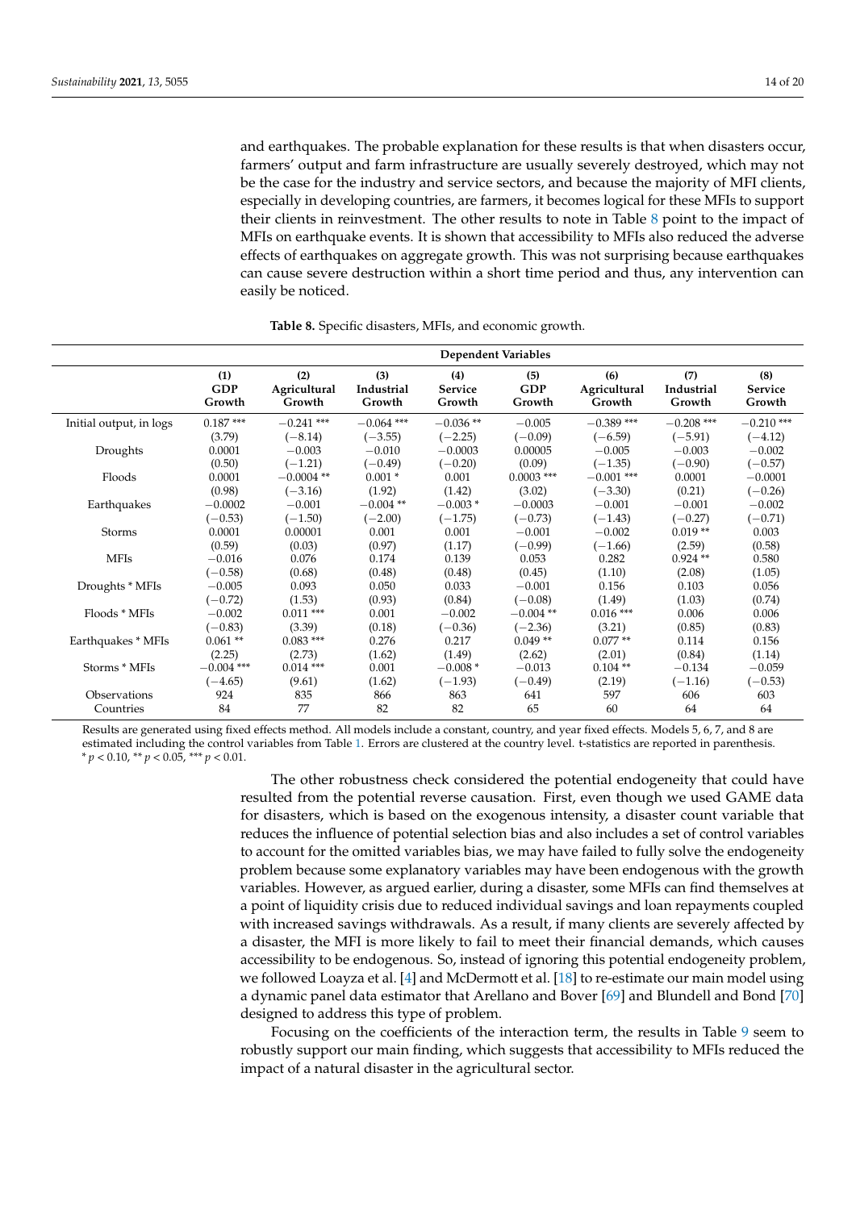and earthquakes. The probable explanation for these results is that when disasters occur, farmers' output and farm infrastructure are usually severely destroyed, which may not be the case for the industry and service sectors, and because the majority of MFI clients, especially in developing countries, are farmers, it becomes logical for these MFIs to support their clients in reinvestment. The other results to note in Table 8 point to the impact of MFIs on earthquake events. It is shown that accessibility to MFIs also reduced the adverse effects of earthquakes on aggregate growth. This was not surprising because earthquakes can cause severe destruction within a short time period and thus, any intervention can easily be noticed.

**Table 8.** Specific disasters, MFIs, and economic growth.

| | Dependent Variables | | | | | | | |
|---|---|---|---|---|---|---|---|---|
| | **(1) GDP Growth** | **(2) Agricultural Growth** | **(3) Industrial Growth** | **(4) Service Growth** | **(5) GDP Growth** | **(6) Agricultural Growth** | **(7) Industrial Growth** | **(8) Service Growth** |
| Initial output, in logs | 0.187 *** | −0.241 *** | −0.064 *** | −0.036 ** | −0.005 | −0.389 *** | −0.208 *** | −0.210 *** |
| | (3.79) | (−8.14) | (−3.55) | (−2.25) | (−0.09) | (−6.59) | (−5.91) | (−4.12) |
| Droughts | 0.0001 | −0.003 | −0.010 | −0.0003 | 0.00005 | −0.005 | −0.003 | −0.002 |
| | (0.50) | (−1.21) | (−0.49) | (−0.20) | (0.09) | (−1.35) | (−0.90) | (−0.57) |
| Floods | 0.0001 | −0.0004 ** | 0.001 * | 0.001 | 0.0003 *** | −0.001 *** | 0.0001 | −0.0001 |
| | (0.98) | (−3.16) | (1.92) | (1.42) | (3.02) | (−3.30) | (0.21) | (−0.26) |
| Earthquakes | −0.0002 | −0.001 | −0.004 ** | −0.003 * | −0.0003 | −0.001 | −0.001 | −0.002 |
| | (−0.53) | (−1.50) | (−2.00) | (−1.75) | (−0.73) | (−1.43) | (−0.27) | (−0.71) |
| Storms | 0.0001 | 0.00001 | 0.001 | 0.001 | −0.001 | −0.002 | 0.019 ** | 0.003 |
| | (0.59) | (0.03) | (0.97) | (1.17) | (−0.99) | (−1.66) | (2.59) | (0.58) |
| MFIs | −0.016 | 0.076 | 0.174 | 0.139 | 0.053 | 0.282 | 0.924 ** | 0.580 |
| | (−0.58) | (0.68) | (0.48) | (0.48) | (0.45) | (1.10) | (2.08) | (1.05) |
| Droughts * MFIs | −0.005 | 0.093 | 0.050 | 0.033 | −0.001 | 0.156 | 0.103 | 0.056 |
| | (−0.72) | (1.53) | (0.93) | (0.84) | (−0.08) | (1.49) | (1.03) | (0.74) |
| Floods * MFIs | −0.002 | 0.011 *** | 0.001 | −0.002 | −0.004 ** | 0.016 *** | 0.006 | 0.006 |
| | (−0.83) | (3.39) | (0.18) | (−0.36) | (−2.36) | (3.21) | (0.85) | (0.83) |
| Earthquakes * MFIs | 0.061 ** | 0.083 *** | 0.276 | 0.217 | 0.049 ** | 0.077 ** | 0.114 | 0.156 |
| | (2.25) | (2.73) | (1.62) | (1.49) | (2.62) | (2.01) | (0.84) | (1.14) |
| Storms * MFIs | −0.004 *** | 0.014 *** | 0.001 | −0.008 * | −0.013 | 0.104 ** | −0.134 | −0.059 |
| | (−4.65) | (9.61) | (1.62) | (−1.93) | (−0.49) | (2.19) | (−1.16) | (−0.53) |
| Observations | 924 | 835 | 866 | 863 | 641 | 597 | 606 | 603 |
| Countries | 84 | 77 | 82 | 82 | 65 | 60 | 64 | 64 |

Results are generated using fixed effects method. All models include a constant, country, and year fixed effects. Models 5, 6, 7, and 8 are estimated including the control variables from Table 1. Errors are clustered at the country level. t-statistics are reported in parenthesis. * $p < 0.10$, ** $p < 0.05$, *** $p < 0.01$.

The other robustness check considered the potential endogeneity that could have resulted from the potential reverse causation. First, even though we used GAME data for disasters, which is based on the exogenous intensity, a disaster count variable that reduces the influence of potential selection bias and also includes a set of control variables to account for the omitted variables bias, we may have failed to fully solve the endogeneity problem because some explanatory variables may have been endogenous with the growth variables. However, as argued earlier, during a disaster, some MFIs can find themselves at a point of liquidity crisis due to reduced individual savings and loan repayments coupled with increased savings withdrawals. As a result, if many clients are severely affected by a disaster, the MFI is more likely to fail to meet their financial demands, which causes accessibility to be endogenous. So, instead of ignoring this potential endogeneity problem, we followed Loayza et al. [4] and McDermott et al. [18] to re-estimate our main model using a dynamic panel data estimator that Arellano and Bover [69] and Blundell and Bond [70] designed to address this type of problem.

Focusing on the coefficients of the interaction term, the results in Table 9 seem to robustly support our main finding, which suggests that accessibility to MFIs reduced the impact of a natural disaster in the agricultural sector.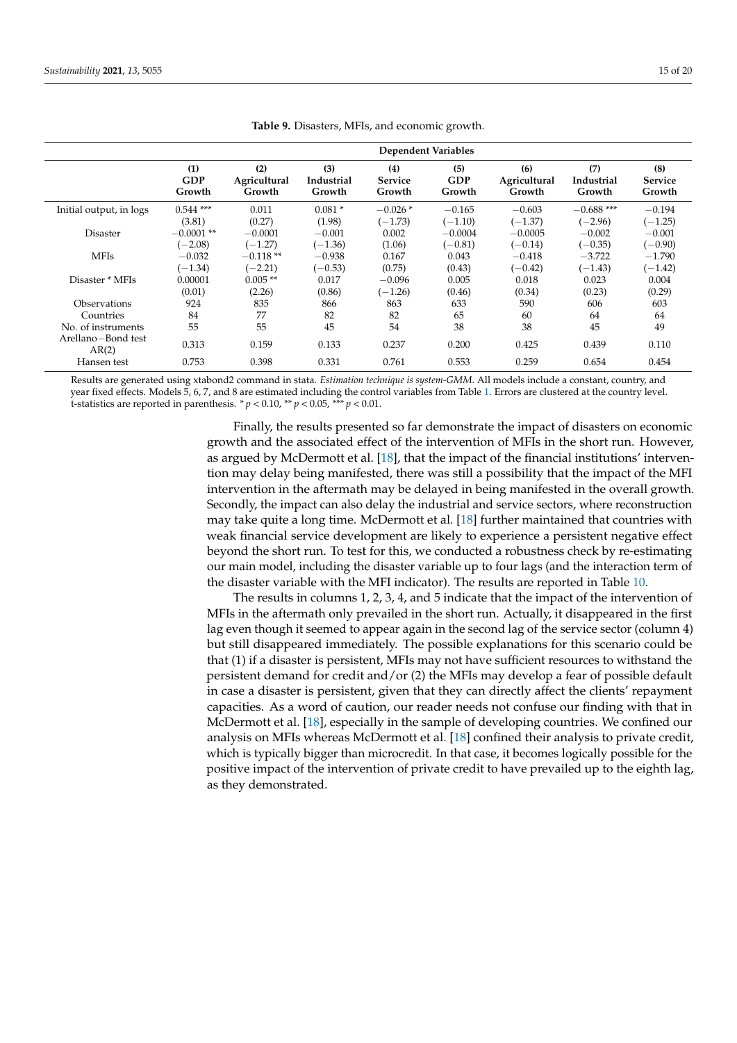**Table 9.** Disasters, MFIs, and economic growth.

| | Dependent Variables | | | | | | | |
|---|---|---|---|---|---|---|---|---|
| | **(1) GDP Growth** | **(2) Agricultural Growth** | **(3) Industrial Growth** | **(4) Service Growth** | **(5) GDP Growth** | **(6) Agricultural Growth** | **(7) Industrial Growth** | **(8) Service Growth** |
| Initial output, in logs | 0.544 *** | 0.011 | 0.081 * | −0.026 * | −0.165 | −0.603 | −0.688 *** | −0.194 |
| | (3.81) | (0.27) | (1.98) | (−1.73) | (−1.10) | (−1.37) | (−2.96) | (−1.25) |
| Disaster | −0.0001 ** | −0.0001 | −0.001 | 0.002 | −0.0004 | −0.0005 | −0.002 | −0.001 |
| | (−2.08) | (−1.27) | (−1.36) | (1.06) | (−0.81) | (−0.14) | (−0.35) | (−0.90) |
| MFIs | −0.032 | −0.118 ** | −0.938 | 0.167 | 0.043 | −0.418 | −3.722 | −1.790 |
| | (−1.34) | (−2.21) | (−0.53) | (0.75) | (0.43) | (−0.42) | (−1.43) | (−1.42) |
| Disaster * MFIs | 0.00001 | 0.005 ** | 0.017 | −0.096 | 0.005 | 0.018 | 0.023 | 0.004 |
| | (0.01) | (2.26) | (0.86) | (−1.26) | (0.46) | (0.34) | (0.23) | (0.29) |
| Observations | 924 | 835 | 866 | 863 | 633 | 590 | 606 | 603 |
| Countries | 84 | 77 | 82 | 82 | 65 | 60 | 64 | 64 |
| No. of instruments | 55 | 55 | 45 | 54 | 38 | 38 | 45 | 49 |
| Arellano−Bond test AR(2) | 0.313 | 0.159 | 0.133 | 0.237 | 0.200 | 0.425 | 0.439 | 0.110 |
| Hansen test | 0.753 | 0.398 | 0.331 | 0.761 | 0.553 | 0.259 | 0.654 | 0.454 |

Results are generated using xtabond2 command in stata. *Estimation technique is system-GMM.* All models include a constant, country, and year fixed effects. Models 5, 6, 7, and 8 are estimated including the control variables from Table 1. Errors are clustered at the country level. t-statistics are reported in parenthesis. * $p < 0.10$, ** $p < 0.05$, *** $p < 0.01$.

Finally, the results presented so far demonstrate the impact of disasters on economic growth and the associated effect of the intervention of MFIs in the short run. However, as argued by McDermott et al. [18], that the impact of the financial institutions' intervention may delay being manifested, there was still a possibility that the impact of the MFI intervention in the aftermath may be delayed in being manifested in the overall growth. Secondly, the impact can also delay the industrial and service sectors, where reconstruction may take quite a long time. McDermott et al. [18] further maintained that countries with weak financial service development are likely to experience a persistent negative effect beyond the short run. To test for this, we conducted a robustness check by re-estimating our main model, including the disaster variable up to four lags (and the interaction term of the disaster variable with the MFI indicator). The results are reported in Table 10.

The results in columns 1, 2, 3, 4, and 5 indicate that the impact of the intervention of MFIs in the aftermath only prevailed in the short run. Actually, it disappeared in the first lag even though it seemed to appear again in the second lag of the service sector (column 4) but still disappeared immediately. The possible explanations for this scenario could be that (1) if a disaster is persistent, MFIs may not have sufficient resources to withstand the persistent demand for credit and/or (2) the MFIs may develop a fear of possible default in case a disaster is persistent, given that they can directly affect the clients' repayment capacities. As a word of caution, our reader needs not confuse our finding with that in McDermott et al. [18], especially in the sample of developing countries. We confined our analysis on MFIs whereas McDermott et al. [18] confined their analysis to private credit, which is typically bigger than microcredit. In that case, it becomes logically possible for the positive impact of the intervention of private credit to have prevailed up to the eighth lag, as they demonstrated.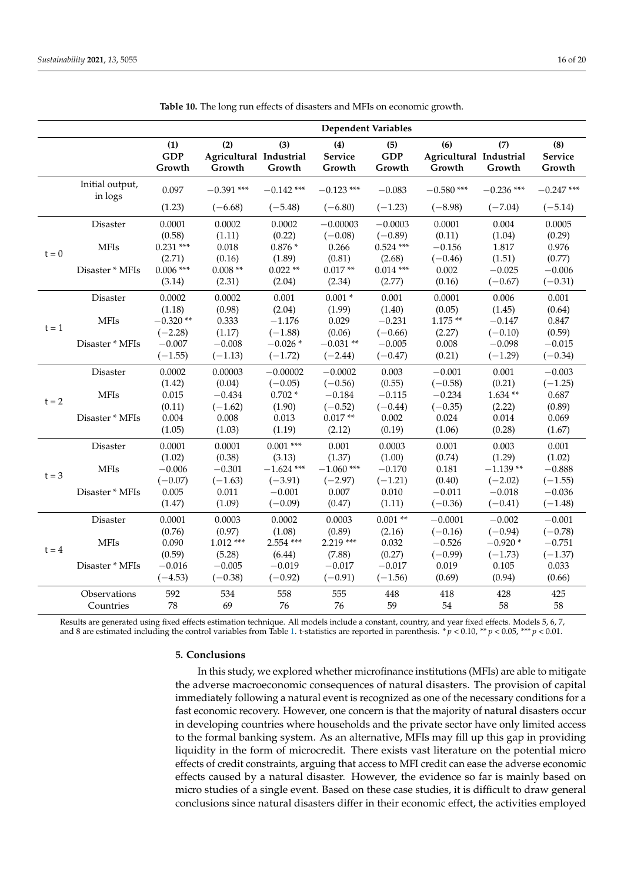**Table 10.** The long run effects of disasters and MFIs on economic growth.

| | | Dependent Variables | | | | | | | |
|---|---|---|---|---|---|---|---|---|---|
| | | (1) GDP Growth | (2) Agricultural Growth | (3) Industrial Growth | (4) Service Growth | (5) GDP Growth | (6) Agricultural Growth | (7) Industrial Growth | (8) Service Growth |
| | Initial output, in logs | 0.097 | −0.391 *** | −0.142 *** | −0.123 *** | −0.083 | −0.580 *** | −0.236 *** | −0.247 *** |
| | | (1.23) | (−6.68) | (−5.48) | (−6.80) | (−1.23) | (−8.98) | (−7.04) | (−5.14) |
| t = 0 | Disaster | 0.0001 | 0.0002 | 0.0002 | −0.00003 | −0.0003 | 0.0001 | 0.004 | 0.0005 |
| | | (0.58) | (1.11) | (0.22) | (−0.08) | (−0.89) | (0.11) | (1.04) | (0.29) |
| | MFIs | 0.231 *** | 0.018 | 0.876 * | 0.266 | 0.524 *** | −0.156 | 1.817 | 0.976 |
| | | (2.71) | (0.16) | (1.89) | (0.81) | (2.68) | (−0.46) | (1.51) | (0.77) |
| | Disaster * MFIs | 0.006 *** | 0.008 ** | 0.022 ** | 0.017 ** | 0.014 *** | 0.002 | −0.025 | −0.006 |
| | | (3.14) | (2.31) | (2.04) | (2.34) | (2.77) | (0.16) | (−0.67) | (−0.31) |
| t = 1 | Disaster | 0.0002 | 0.0002 | 0.001 | 0.001 * | 0.001 | 0.0001 | 0.006 | 0.001 |
| | | (1.18) | (0.98) | (2.04) | (1.99) | (1.40) | (0.05) | (1.45) | (0.64) |
| | MFIs | −0.320 ** | 0.333 | −1.176 | 0.029 | −0.231 | 1.175 ** | −0.147 | 0.847 |
| | | (−2.28) | (1.17) | (−1.88) | (0.06) | (−0.66) | (2.27) | (−0.10) | (0.59) |
| | Disaster * MFIs | −0.007 | −0.008 | −0.026 * | −0.031 ** | −0.005 | 0.008 | −0.098 | −0.015 |
| | | (−1.55) | (−1.13) | (−1.72) | (−2.44) | (−0.47) | (0.21) | (−1.29) | (−0.34) |
| t = 2 | Disaster | 0.0002 | 0.00003 | −0.00002 | −0.0002 | 0.003 | −0.001 | 0.001 | −0.003 |
| | | (1.42) | (0.04) | (−0.05) | (−0.56) | (0.55) | (−0.58) | (0.21) | (−1.25) |
| | MFIs | 0.015 | −0.434 | 0.702 * | −0.184 | −0.115 | −0.234 | 1.634 ** | 0.687 |
| | | (0.11) | (−1.62) | (1.90) | (−0.52) | (−0.44) | (−0.35) | (2.22) | (0.89) |
| | Disaster * MFIs | 0.004 | 0.008 | 0.013 | 0.017 ** | 0.002 | 0.024 | 0.014 | 0.069 |
| | | (1.05) | (1.03) | (1.19) | (2.12) | (0.19) | (1.06) | (0.28) | (1.67) |
| t = 3 | Disaster | 0.0001 | 0.0001 | 0.001 *** | 0.001 | 0.0003 | 0.001 | 0.003 | 0.001 |
| | | (1.02) | (0.38) | (3.13) | (1.37) | (1.00) | (0.74) | (1.29) | (1.02) |
| | MFIs | −0.006 | −0.301 | −1.624 *** | −1.060 *** | −0.170 | 0.181 | −1.139 ** | −0.888 |
| | | (−0.07) | (−1.63) | (−3.91) | (−2.97) | (−1.21) | (0.40) | (−2.02) | (−1.55) |
| | Disaster * MFIs | 0.005 | 0.011 | −0.001 | 0.007 | 0.010 | −0.011 | −0.018 | −0.036 |
| | | (1.47) | (1.09) | (−0.09) | (0.47) | (1.11) | (−0.36) | (−0.41) | (−1.48) |
| t = 4 | Disaster | 0.0001 | 0.0003 | 0.0002 | 0.0003 | 0.001 ** | −0.0001 | −0.002 | −0.001 |
| | | (0.76) | (0.97) | (1.08) | (0.89) | (2.16) | (−0.16) | (−0.94) | (−0.78) |
| | MFIs | 0.090 | 1.012 *** | 2.554 *** | 2.219 *** | 0.032 | −0.526 | −0.920 * | −0.751 |
| | | (0.59) | (5.28) | (6.44) | (7.88) | (0.27) | (−0.99) | (−1.73) | (−1.37) |
| | Disaster * MFIs | −0.016 | −0.005 | −0.019 | −0.017 | −0.017 | 0.019 | 0.105 | 0.033 |
| | | (−4.53) | (−0.38) | (−0.92) | (−0.91) | (−1.56) | (0.69) | (0.94) | (0.66) |
| | Observations | 592 | 534 | 558 | 555 | 448 | 418 | 428 | 425 |
| | Countries | 78 | 69 | 76 | 76 | 59 | 54 | 58 | 58 |

Results are generated using fixed effects estimation technique. All models include a constant, country, and year fixed effects. Models 5, 6, 7, and 8 are estimated including the control variables from Table 1. t-statistics are reported in parenthesis. * $p < 0.10$, ** $p < 0.05$, *** $p < 0.01$.

## 5. Conclusions

In this study, we explored whether microfinance institutions (MFIs) are able to mitigate the adverse macroeconomic consequences of natural disasters. The provision of capital immediately following a natural event is recognized as one of the necessary conditions for a fast economic recovery. However, one concern is that the majority of natural disasters occur in developing countries where households and the private sector have only limited access to the formal banking system. As an alternative, MFIs may fill up this gap in providing liquidity in the form of microcredit. There exists vast literature on the potential micro effects of credit constraints, arguing that access to MFI credit can ease the adverse economic effects caused by a natural disaster. However, the evidence so far is mainly based on micro studies of a single event. Based on these case studies, it is difficult to draw general conclusions since natural disasters differ in their economic effect, the activities employed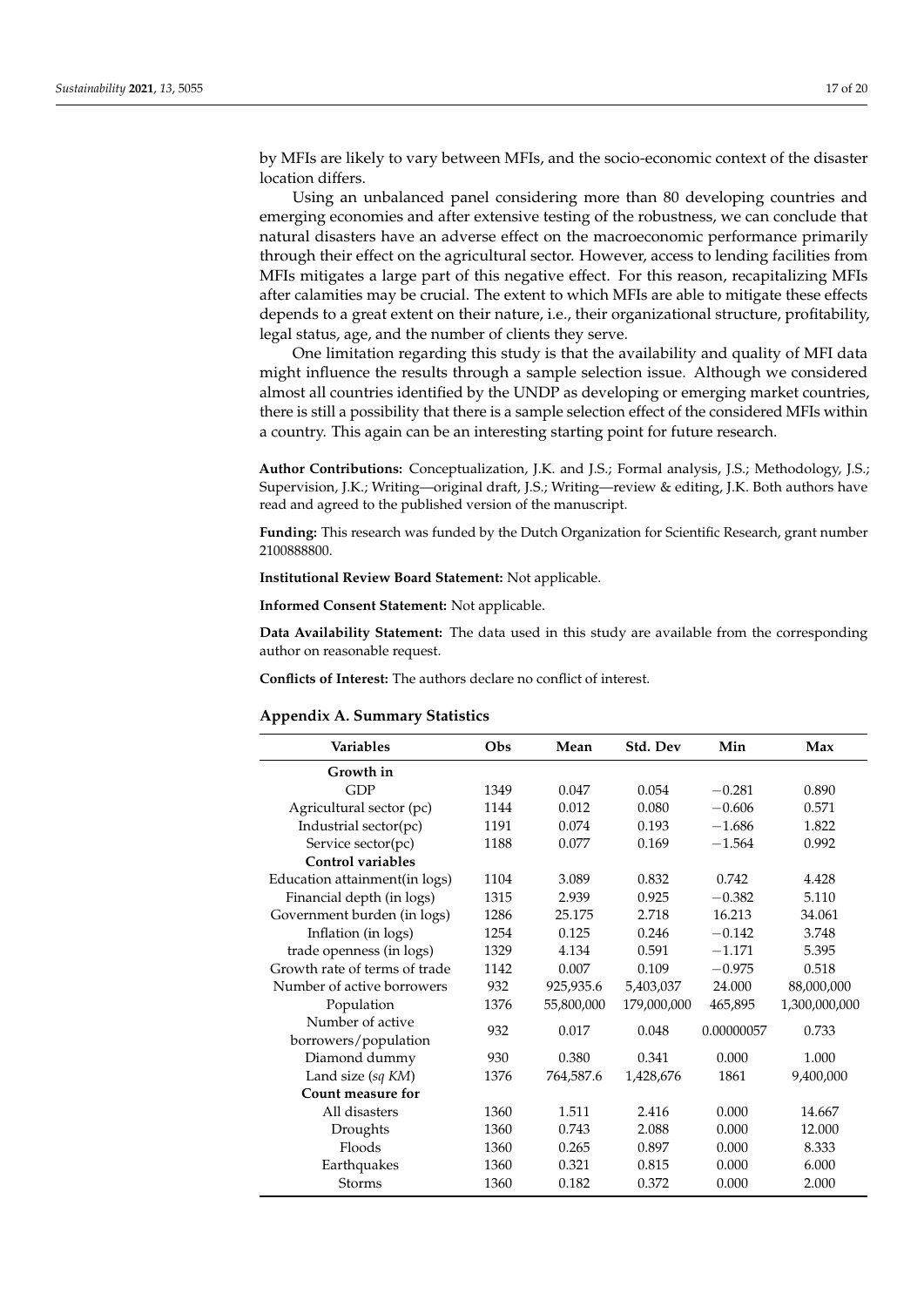by MFIs are likely to vary between MFIs, and the socio-economic context of the disaster location differs.

Using an unbalanced panel considering more than 80 developing countries and emerging economies and after extensive testing of the robustness, we can conclude that natural disasters have an adverse effect on the macroeconomic performance primarily through their effect on the agricultural sector. However, access to lending facilities from MFIs mitigates a large part of this negative effect. For this reason, recapitalizing MFIs after calamities may be crucial. The extent to which MFIs are able to mitigate these effects depends to a great extent on their nature, i.e., their organizational structure, profitability, legal status, age, and the number of clients they serve.

One limitation regarding this study is that the availability and quality of MFI data might influence the results through a sample selection issue. Although we considered almost all countries identified by the UNDP as developing or emerging market countries, there is still a possibility that there is a sample selection effect of the considered MFIs within a country. This again can be an interesting starting point for future research.

**Author Contributions:** Conceptualization, J.K. and J.S.; Formal analysis, J.S.; Methodology, J.S.; Supervision, J.K.; Writing—original draft, J.S.; Writing—review & editing, J.K. Both authors have read and agreed to the published version of the manuscript.

**Funding:** This research was funded by the Dutch Organization for Scientific Research, grant number 2100888800.

**Institutional Review Board Statement:** Not applicable.

**Informed Consent Statement:** Not applicable.

**Data Availability Statement:** The data used in this study are available from the corresponding author on reasonable request.

**Conflicts of Interest:** The authors declare no conflict of interest.

## Appendix A. Summary Statistics

| Variables | Obs | Mean | Std. Dev | Min | Max |
|---|---|---|---|---|---|
| **Growth in** | | | | | |
| GDP | 1349 | 0.047 | 0.054 | −0.281 | 0.890 |
| Agricultural sector (pc) | 1144 | 0.012 | 0.080 | −0.606 | 0.571 |
| Industrial sector(pc) | 1191 | 0.074 | 0.193 | −1.686 | 1.822 |
| Service sector(pc) | 1188 | 0.077 | 0.169 | −1.564 | 0.992 |
| **Control variables** | | | | | |
| Education attainment(in logs) | 1104 | 3.089 | 0.832 | 0.742 | 4.428 |
| Financial depth (in logs) | 1315 | 2.939 | 0.925 | −0.382 | 5.110 |
| Government burden (in logs) | 1286 | 25.175 | 2.718 | 16.213 | 34.061 |
| Inflation (in logs) | 1254 | 0.125 | 0.246 | −0.142 | 3.748 |
| trade openness (in logs) | 1329 | 4.134 | 0.591 | −1.171 | 5.395 |
| Growth rate of terms of trade | 1142 | 0.007 | 0.109 | −0.975 | 0.518 |
| Number of active borrowers | 932 | 925,935.6 | 5,403,037 | 24.000 | 88,000,000 |
| Population | 1376 | 55,800,000 | 179,000,000 | 465,895 | 1,300,000,000 |
| Number of active borrowers/population | 932 | 0.017 | 0.048 | 0.00000057 | 0.733 |
| Diamond dummy | 930 | 0.380 | 0.341 | 0.000 | 1.000 |
| Land size (*sq KM*) | 1376 | 764,587.6 | 1,428,676 | 1861 | 9,400,000 |
| **Count measure for** | | | | | |
| All disasters | 1360 | 1.511 | 2.416 | 0.000 | 14.667 |
| Droughts | 1360 | 0.743 | 2.088 | 0.000 | 12.000 |
| Floods | 1360 | 0.265 | 0.897 | 0.000 | 8.333 |
| Earthquakes | 1360 | 0.321 | 0.815 | 0.000 | 6.000 |
| Storms | 1360 | 0.182 | 0.372 | 0.000 | 2.000 |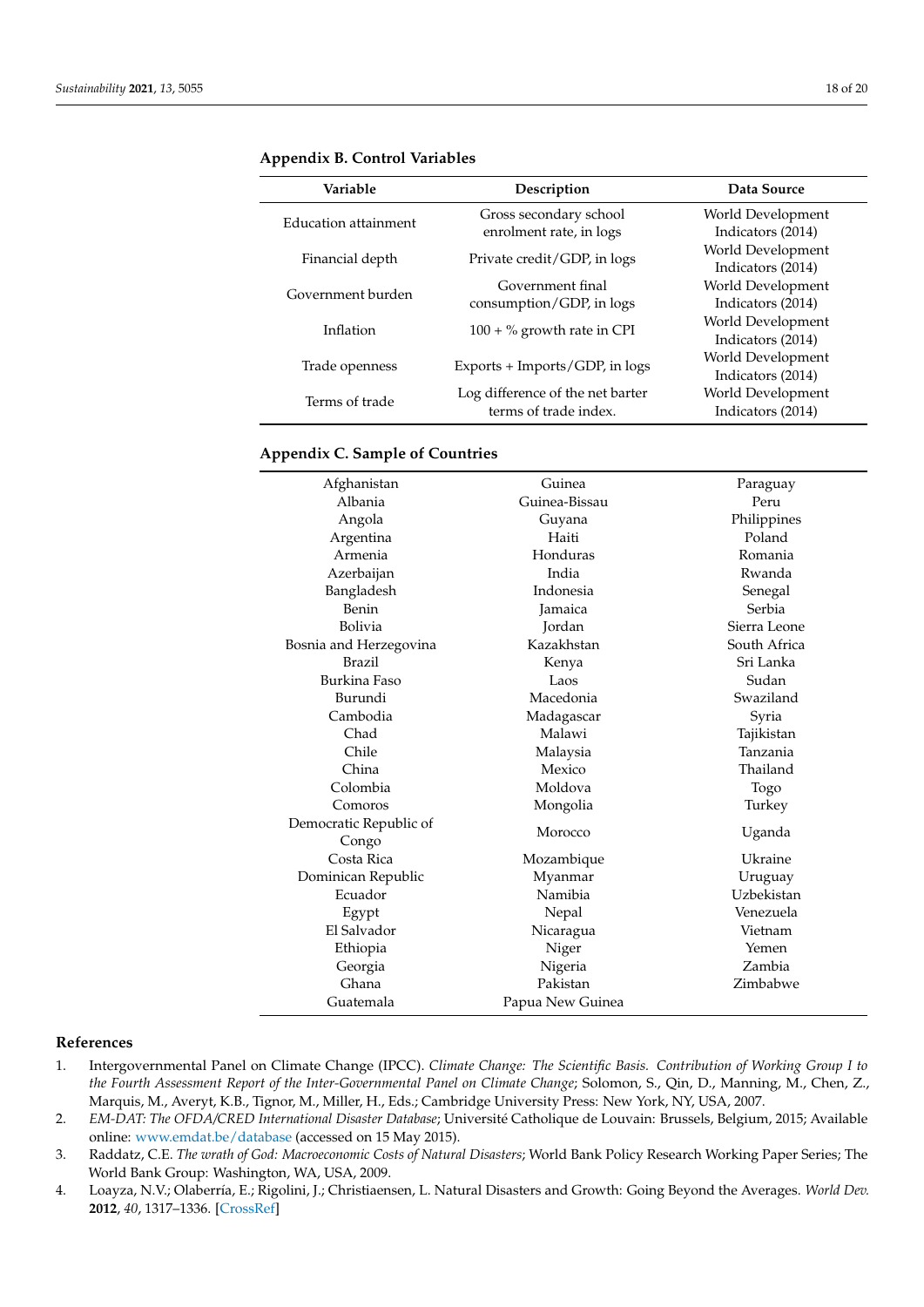## Appendix B. Control Variables

| Variable | Description | Data Source |
|---|---|---|
| Education attainment | Gross secondary school enrolment rate, in logs | World Development Indicators (2014) |
| Financial depth | Private credit/GDP, in logs | World Development Indicators (2014) |
| Government burden | Government final consumption/GDP, in logs | World Development Indicators (2014) |
| Inflation | 100 + % growth rate in CPI | World Development Indicators (2014) |
| Trade openness | Exports + Imports/GDP, in logs | World Development Indicators (2014) |
| Terms of trade | Log difference of the net barter terms of trade index. | World Development Indicators (2014) |

## Appendix C. Sample of Countries

| | | |
|---|---|---|
| Afghanistan | Guinea | Paraguay |
| Albania | Guinea-Bissau | Peru |
| Angola | Guyana | Philippines |
| Argentina | Haiti | Poland |
| Armenia | Honduras | Romania |
| Azerbaijan | India | Rwanda |
| Bangladesh | Indonesia | Senegal |
| Benin | Jamaica | Serbia |
| Bolivia | Jordan | Sierra Leone |
| Bosnia and Herzegovina | Kazakhstan | South Africa |
| Brazil | Kenya | Sri Lanka |
| Burkina Faso | Laos | Sudan |
| Burundi | Macedonia | Swaziland |
| Cambodia | Madagascar | Syria |
| Chad | Malawi | Tajikistan |
| Chile | Malaysia | Tanzania |
| China | Mexico | Thailand |
| Colombia | Moldova | Togo |
| Comoros | Mongolia | Turkey |
| Democratic Republic of Congo | Morocco | Uganda |
| Costa Rica | Mozambique | Ukraine |
| Dominican Republic | Myanmar | Uruguay |
| Ecuador | Namibia | Uzbekistan |
| Egypt | Nepal | Venezuela |
| El Salvador | Nicaragua | Vietnam |
| Ethiopia | Niger | Yemen |
| Georgia | Nigeria | Zambia |
| Ghana | Pakistan | Zimbabwe |
| Guatemala | Papua New Guinea | |

## References

1. Intergovernmental Panel on Climate Change (IPCC). *Climate Change: The Scientific Basis. Contribution of Working Group I to the Fourth Assessment Report of the Inter-Governmental Panel on Climate Change*; Solomon, S., Qin, D., Manning, M., Chen, Z., Marquis, M., Averyt, K.B., Tignor, M., Miller, H., Eds.; Cambridge University Press: New York, NY, USA, 2007.
2. *EM-DAT: The OFDA/CRED International Disaster Database*; Université Catholique de Louvain: Brussels, Belgium, 2015; Available online: www.emdat.be/database (accessed on 15 May 2015).
3. Raddatz, C.E. *The wrath of God: Macroeconomic Costs of Natural Disasters*; World Bank Policy Research Working Paper Series; The World Bank Group: Washington, WA, USA, 2009.
4. Loayza, N.V.; Olaberría, E.; Rigolini, J.; Christiaensen, L. Natural Disasters and Growth: Going Beyond the Averages. *World Dev.* **2012**, *40*, 1317–1336. [CrossRef]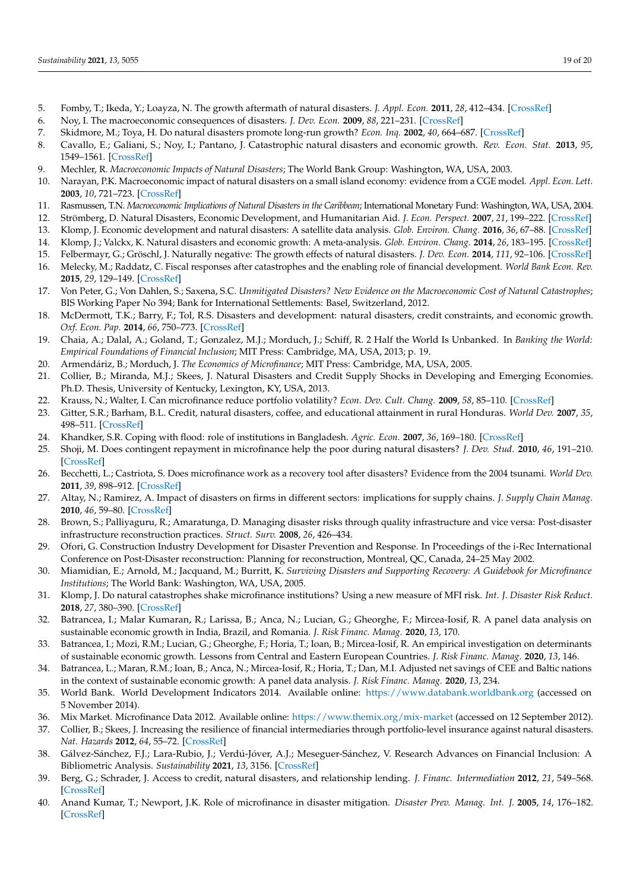5. Fomby, T.; Ikeda, Y.; Loayza, N. The growth aftermath of natural disasters. *J. Appl. Econ.* **2011**, *28*, 412–434. [CrossRef]
6. Noy, I. The macroeconomic consequences of disasters. *J. Dev. Econ.* **2009**, *88*, 221–231. [CrossRef]
7. Skidmore, M.; Toya, H. Do natural disasters promote long-run growth? *Econ. Inq.* **2002**, *40*, 664–687. [CrossRef]
8. Cavallo, E.; Galiani, S.; Noy, I.; Pantano, J. Catastrophic natural disasters and economic growth. *Rev. Econ. Stat.* **2013**, *95*, 1549–1561. [CrossRef]
9. Mechler, R. *Macroeconomic Impacts of Natural Disasters*; The World Bank Group: Washington, WA, USA, 2003.
10. Narayan, P.K. Macroeconomic impact of natural disasters on a small island economy: evidence from a CGE model. *Appl. Econ. Lett.* **2003**, *10*, 721–723. [CrossRef]
11. Rasmussen, T.N. *Macroeconomic Implications of Natural Disasters in the Caribbean*; International Monetary Fund: Washington, WA, USA, 2004.
12. Strömberg, D. Natural Disasters, Economic Development, and Humanitarian Aid. *J. Econ. Perspect.* **2007**, *21*, 199–222. [CrossRef]
13. Klomp, J. Economic development and natural disasters: A satellite data analysis. *Glob. Environ. Chang.* **2016**, *36*, 67–88. [CrossRef]
14. Klomp, J.; Valckx, K. Natural disasters and economic growth: A meta-analysis. *Glob. Environ. Chang.* **2014**, *26*, 183–195. [CrossRef]
15. Felbermayr, G.; Gröschl, J. Naturally negative: The growth effects of natural disasters. *J. Dev. Econ.* **2014**, *111*, 92–106. [CrossRef]
16. Melecky, M.; Raddatz, C. Fiscal responses after catastrophes and the enabling role of financial development. *World Bank Econ. Rev.* **2015**, *29*, 129–149. [CrossRef]
17. Von Peter, G.; Von Dahlen, S.; Saxena, S.C. *Unmitigated Disasters? New Evidence on the Macroeconomic Cost of Natural Catastrophes*; BIS Working Paper No 394; Bank for International Settlements: Basel, Switzerland, 2012.
18. McDermott, T.K.; Barry, F.; Tol, R.S. Disasters and development: natural disasters, credit constraints, and economic growth. *Oxf. Econ. Pap.* **2014**, *66*, 750–773. [CrossRef]
19. Chaia, A.; Dalal, A.; Goland, T.; Gonzalez, M.J.; Morduch, J.; Schiff, R. 2 Half the World Is Unbanked. In *Banking the World: Empirical Foundations of Financial Inclusion*; MIT Press: Cambridge, MA, USA, 2013; p. 19.
20. Armendáriz, B.; Morduch, J. *The Economics of Microfinance*; MIT Press: Cambridge, MA, USA, 2005.
21. Collier, B.; Miranda, M.J.; Skees, J. Natural Disasters and Credit Supply Shocks in Developing and Emerging Economies. Ph.D. Thesis, University of Kentucky, Lexington, KY, USA, 2013.
22. Krauss, N.; Walter, I. Can microfinance reduce portfolio volatility? *Econ. Dev. Cult. Chang.* **2009**, *58*, 85–110. [CrossRef]
23. Gitter, S.R.; Barham, B.L. Credit, natural disasters, coffee, and educational attainment in rural Honduras. *World Dev.* **2007**, *35*, 498–511. [CrossRef]
24. Khandker, S.R. Coping with flood: role of institutions in Bangladesh. *Agric. Econ.* **2007**, *36*, 169–180. [CrossRef]
25. Shoji, M. Does contingent repayment in microfinance help the poor during natural disasters? *J. Dev. Stud.* **2010**, *46*, 191–210. [CrossRef]
26. Becchetti, L.; Castriota, S. Does microfinance work as a recovery tool after disasters? Evidence from the 2004 tsunami. *World Dev.* **2011**, *39*, 898–912. [CrossRef]
27. Altay, N.; Ramirez, A. Impact of disasters on firms in different sectors: implications for supply chains. *J. Supply Chain Manag.* **2010**, *46*, 59–80. [CrossRef]
28. Brown, S.; Palliyaguru, R.; Amaratunga, D. Managing disaster risks through quality infrastructure and vice versa: Post-disaster infrastructure reconstruction practices. *Struct. Surv.* **2008**, *26*, 426–434.
29. Ofori, G. Construction Industry Development for Disaster Prevention and Response. In Proceedings of the i-Rec International Conference on Post-Disaster reconstruction: Planning for reconstruction, Montreal, QC, Canada, 24–25 May 2002.
30. Miamidian, E.; Arnold, M.; Jacquand, M.; Burritt, K. *Surviving Disasters and Supporting Recovery: A Guidebook for Microfinance Institutions*; The World Bank: Washington, WA, USA, 2005.
31. Klomp, J. Do natural catastrophes shake microfinance institutions? Using a new measure of MFI risk. *Int. J. Disaster Risk Reduct.* **2018**, *27*, 380–390. [CrossRef]
32. Batrancea, I.; Malar Kumaran, R.; Larissa, B.; Anca, N.; Lucian, G.; Gheorghe, F.; Mircea-Iosif, R. A panel data analysis on sustainable economic growth in India, Brazil, and Romania. *J. Risk Financ. Manag.* **2020**, *13*, 170.
33. Batrancea, I.; Mozi, R.M.; Lucian, G.; Gheorghe, F.; Horia, T.; Ioan, B.; Mircea-Iosif, R. An empirical investigation on determinants of sustainable economic growth. Lessons from Central and Eastern European Countries. *J. Risk Financ. Manag.* **2020**, *13*, 146.
34. Batrancea, L.; Maran, R.M.; Ioan, B.; Anca, N.; Mircea-Iosif, R.; Horia, T.; Dan, M.I. Adjusted net savings of CEE and Baltic nations in the context of sustainable economic growth: A panel data analysis. *J. Risk Financ. Manag.* **2020**, *13*, 234.
35. World Bank. World Development Indicators 2014. Available online: https://www.databank.worldbank.org (accessed on 5 November 2014).
36. Mix Market. Microfinance Data 2012. Available online: https://www.themix.org/mix-market (accessed on 12 September 2012).
37. Collier, B.; Skees, J. Increasing the resilience of financial intermediaries through portfolio-level insurance against natural disasters. *Nat. Hazards* **2012**, *64*, 55–72. [CrossRef]
38. Gálvez-Sánchez, F.J.; Lara-Rubio, J.; Verdú-Jóver, A.J.; Meseguer-Sánchez, V. Research Advances on Financial Inclusion: A Bibliometric Analysis. *Sustainability* **2021**, *13*, 3156. [CrossRef]
39. Berg, G.; Schrader, J. Access to credit, natural disasters, and relationship lending. *J. Financ. Intermediation* **2012**, *21*, 549–568. [CrossRef]
40. Anand Kumar, T.; Newport, J.K. Role of microfinance in disaster mitigation. *Disaster Prev. Manag. Int. J.* **2005**, *14*, 176–182. [CrossRef]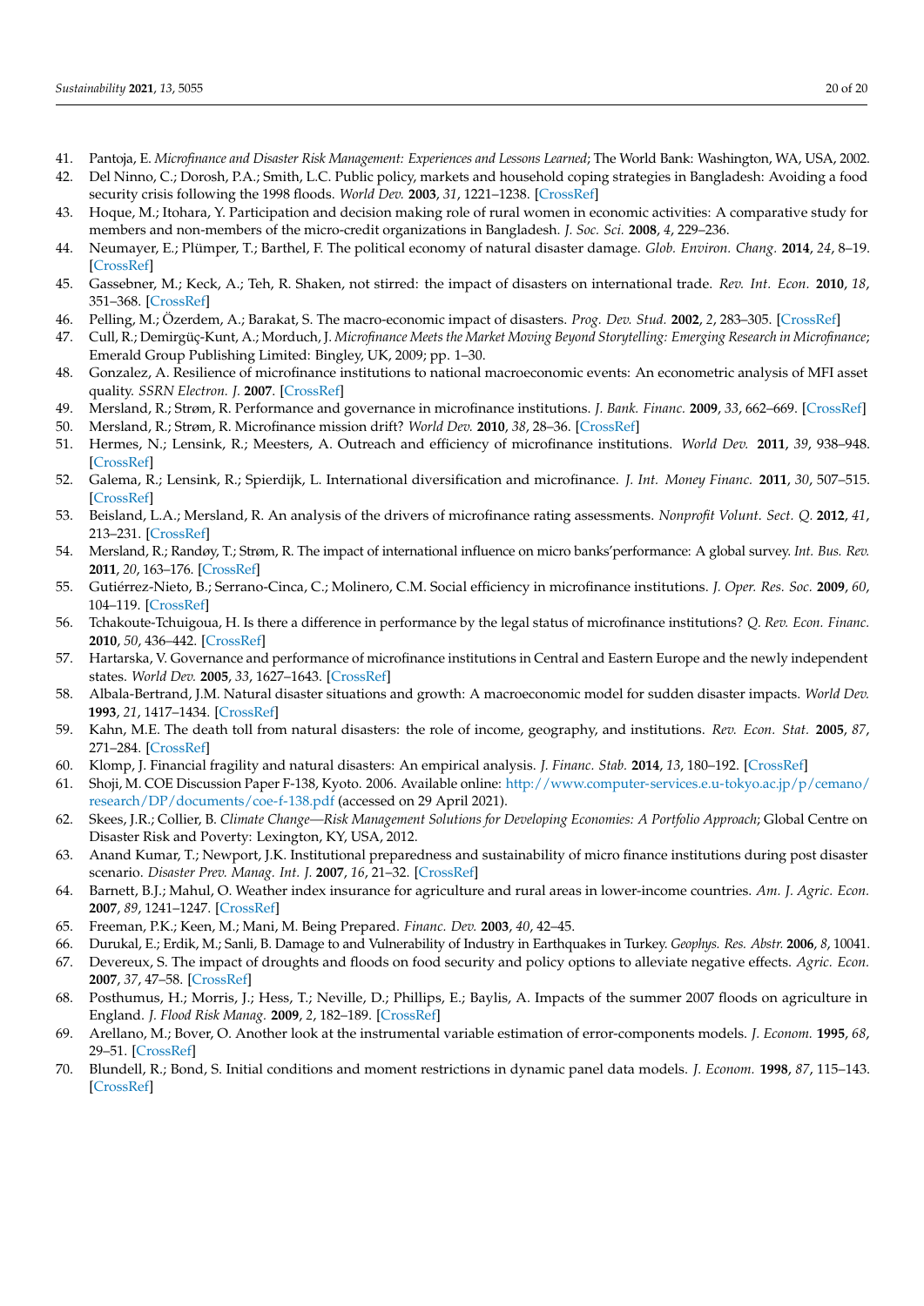41. Pantoja, E. *Microfinance and Disaster Risk Management: Experiences and Lessons Learned*; The World Bank: Washington, WA, USA, 2002.
42. Del Ninno, C.; Dorosh, P.A.; Smith, L.C. Public policy, markets and household coping strategies in Bangladesh: Avoiding a food security crisis following the 1998 floods. *World Dev.* **2003**, *31*, 1221–1238. [CrossRef]
43. Hoque, M.; Itohara, Y. Participation and decision making role of rural women in economic activities: A comparative study for members and non-members of the micro-credit organizations in Bangladesh. *J. Soc. Sci.* **2008**, *4*, 229–236.
44. Neumayer, E.; Plümper, T.; Barthel, F. The political economy of natural disaster damage. *Glob. Environ. Chang.* **2014**, *24*, 8–19. [CrossRef]
45. Gassebner, M.; Keck, A.; Teh, R. Shaken, not stirred: the impact of disasters on international trade. *Rev. Int. Econ.* **2010**, *18*, 351–368. [CrossRef]
46. Pelling, M.; Özerdem, A.; Barakat, S. The macro-economic impact of disasters. *Prog. Dev. Stud.* **2002**, *2*, 283–305. [CrossRef]
47. Cull, R.; Demirgüç-Kunt, A.; Morduch, J. *Microfinance Meets the Market Moving Beyond Storytelling: Emerging Research in Microfinance*; Emerald Group Publishing Limited: Bingley, UK, 2009; pp. 1–30.
48. Gonzalez, A. Resilience of microfinance institutions to national macroeconomic events: An econometric analysis of MFI asset quality. *SSRN Electron. J.* **2007**. [CrossRef]
49. Mersland, R.; Strøm, R. Performance and governance in microfinance institutions. *J. Bank. Financ.* **2009**, *33*, 662–669. [CrossRef]
50. Mersland, R.; Strøm, R. Microfinance mission drift? *World Dev.* **2010**, *38*, 28–36. [CrossRef]
51. Hermes, N.; Lensink, R.; Meesters, A. Outreach and efficiency of microfinance institutions. *World Dev.* **2011**, *39*, 938–948. [CrossRef]
52. Galema, R.; Lensink, R.; Spierdijk, L. International diversification and microfinance. *J. Int. Money Financ.* **2011**, *30*, 507–515. [CrossRef]
53. Beisland, L.A.; Mersland, R. An analysis of the drivers of microfinance rating assessments. *Nonprofit Volunt. Sect. Q.* **2012**, *41*, 213–231. [CrossRef]
54. Mersland, R.; Randøy, T.; Strøm, R. The impact of international influence on micro banks'performance: A global survey. *Int. Bus. Rev.* **2011**, *20*, 163–176. [CrossRef]
55. Gutiérrez-Nieto, B.; Serrano-Cinca, C.; Molinero, C.M. Social efficiency in microfinance institutions. *J. Oper. Res. Soc.* **2009**, *60*, 104–119. [CrossRef]
56. Tchakoute-Tchuigoua, H. Is there a difference in performance by the legal status of microfinance institutions? *Q. Rev. Econ. Financ.* **2010**, *50*, 436–442. [CrossRef]
57. Hartarska, V. Governance and performance of microfinance institutions in Central and Eastern Europe and the newly independent states. *World Dev.* **2005**, *33*, 1627–1643. [CrossRef]
58. Albala-Bertrand, J.M. Natural disaster situations and growth: A macroeconomic model for sudden disaster impacts. *World Dev.* **1993**, *21*, 1417–1434. [CrossRef]
59. Kahn, M.E. The death toll from natural disasters: the role of income, geography, and institutions. *Rev. Econ. Stat.* **2005**, *87*, 271–284. [CrossRef]
60. Klomp, J. Financial fragility and natural disasters: An empirical analysis. *J. Financ. Stab.* **2014**, *13*, 180–192. [CrossRef]
61. Shoji, M. COE Discussion Paper F-138, Kyoto. 2006. Available online: http://www.computer-services.e.u-tokyo.ac.jp/p/cemano/research/DP/documents/coe-f-138.pdf (accessed on 29 April 2021).
62. Skees, J.R.; Collier, B. *Climate Change—Risk Management Solutions for Developing Economies: A Portfolio Approach*; Global Centre on Disaster Risk and Poverty: Lexington, KY, USA, 2012.
63. Anand Kumar, T.; Newport, J.K. Institutional preparedness and sustainability of micro finance institutions during post disaster scenario. *Disaster Prev. Manag. Int. J.* **2007**, *16*, 21–32. [CrossRef]
64. Barnett, B.J.; Mahul, O. Weather index insurance for agriculture and rural areas in lower-income countries. *Am. J. Agric. Econ.* **2007**, *89*, 1241–1247. [CrossRef]
65. Freeman, P.K.; Keen, M.; Mani, M. Being Prepared. *Financ. Dev.* **2003**, *40*, 42–45.
66. Durukal, E.; Erdik, M.; Sanli, B. Damage to and Vulnerability of Industry in Earthquakes in Turkey. *Geophys. Res. Abstr.* **2006**, *8*, 10041.
67. Devereux, S. The impact of droughts and floods on food security and policy options to alleviate negative effects. *Agric. Econ.* **2007**, *37*, 47–58. [CrossRef]
68. Posthumus, H.; Morris, J.; Hess, T.; Neville, D.; Phillips, E.; Baylis, A. Impacts of the summer 2007 floods on agriculture in England. *J. Flood Risk Manag.* **2009**, *2*, 182–189. [CrossRef]
69. Arellano, M.; Bover, O. Another look at the instrumental variable estimation of error-components models. *J. Econom.* **1995**, *68*, 29–51. [CrossRef]
70. Blundell, R.; Bond, S. Initial conditions and moment restrictions in dynamic panel data models. *J. Econom.* **1998**, *87*, 115–143. [CrossRef]